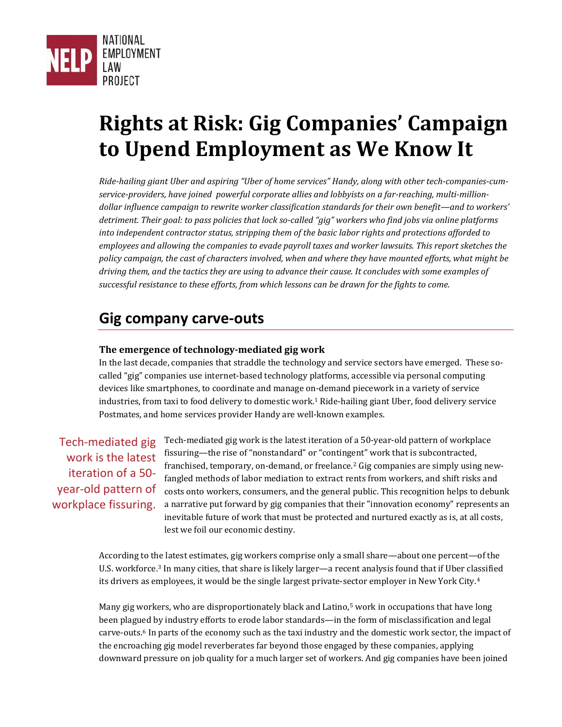NATIONAL EMPLOYMENT LAW PROJECT

# Rights at Risk: Gig Companies' Campaign to Upend Employment as We Know It

*Ride-hailing giant Uber and aspiring "Uber of home services" Handy, along with other tech-companies-cum-service-providers, have joined powerful corporate allies and lobbyists on a far-reaching, multi-million-dollar influence campaign to rewrite worker classification standards for their own benefit—and to workers' detriment. Their goal: to pass policies that lock so-called "gig" workers who find jobs via online platforms into independent contractor status, stripping them of the basic labor rights and protections afforded to employees and allowing the companies to evade payroll taxes and worker lawsuits. This report sketches the policy campaign, the cast of characters involved, when and where they have mounted efforts, what might be driving them, and the tactics they are using to advance their cause. It concludes with some examples of successful resistance to these efforts, from which lessons can be drawn for the fights to come.*

## Gig company carve-outs

### The emergence of technology-mediated gig work

In the last decade, companies that straddle the technology and service sectors have emerged. These so-called "gig" companies use internet-based technology platforms, accessible via personal computing devices like smartphones, to coordinate and manage on-demand piecework in a variety of service industries, from taxi to food delivery to domestic work.[1] Ride-hailing giant Uber, food delivery service Postmates, and home services provider Handy are well-known examples.

> Tech-mediated gig work is the latest iteration of a 50-year-old pattern of workplace fissuring.

Tech-mediated gig work is the latest iteration of a 50-year-old pattern of workplace fissuring—the rise of "nonstandard" or "contingent" work that is subcontracted, franchised, temporary, on-demand, or freelance.[2] Gig companies are simply using new-fangled methods of labor mediation to extract rents from workers, and shift risks and costs onto workers, consumers, and the general public. This recognition helps to debunk a narrative put forward by gig companies that their "innovation economy" represents an inevitable future of work that must be protected and nurtured exactly as is, at all costs, lest we foil our economic destiny.

According to the latest estimates, gig workers comprise only a small share—about one percent—of the U.S. workforce.[3] In many cities, that share is likely larger—a recent analysis found that if Uber classified its drivers as employees, it would be the single largest private-sector employer in New York City.[4]

Many gig workers, who are disproportionately black and Latino,[5] work in occupations that have long been plagued by industry efforts to erode labor standards—in the form of misclassification and legal carve-outs.[6] In parts of the economy such as the taxi industry and the domestic work sector, the impact of the encroaching gig model reverberates far beyond those engaged by these companies, applying downward pressure on job quality for a much larger set of workers. And gig companies have been joined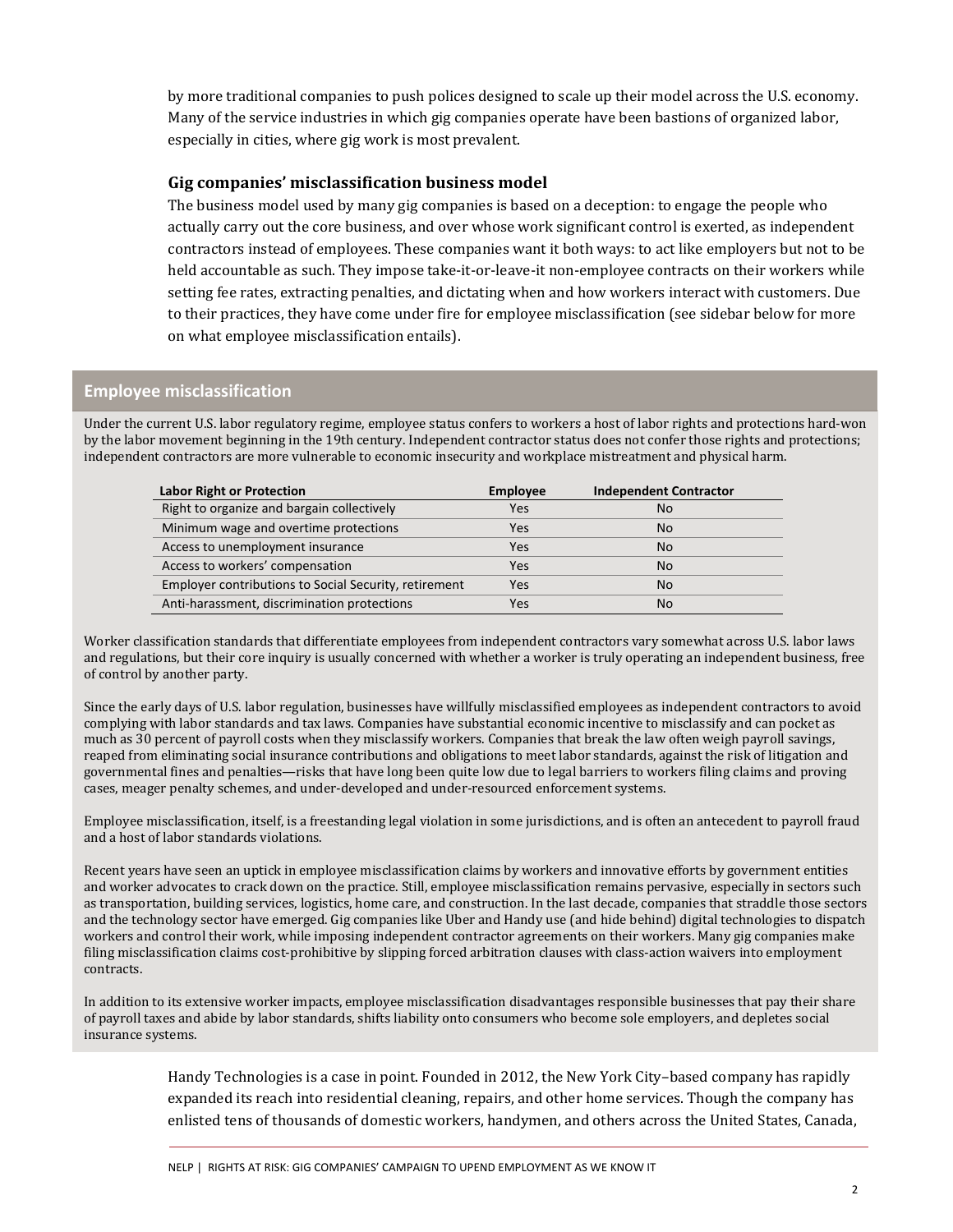by more traditional companies to push polices designed to scale up their model across the U.S. economy. Many of the service industries in which gig companies operate have been bastions of organized labor, especially in cities, where gig work is most prevalent.

### Gig companies' misclassification business model

The business model used by many gig companies is based on a deception: to engage the people who actually carry out the core business, and over whose work significant control is exerted, as independent contractors instead of employees. These companies want it both ways: to act like employers but not to be held accountable as such. They impose take-it-or-leave-it non-employee contracts on their workers while setting fee rates, extracting penalties, and dictating when and how workers interact with customers. Due to their practices, they have come under fire for employee misclassification (see sidebar below for more on what employee misclassification entails).

## Employee misclassification

Under the current U.S. labor regulatory regime, employee status confers to workers a host of labor rights and protections hard-won by the labor movement beginning in the 19th century. Independent contractor status does not confer those rights and protections; independent contractors are more vulnerable to economic insecurity and workplace mistreatment and physical harm.

| Labor Right or Protection | Employee | Independent Contractor |
|---|---|---|
| Right to organize and bargain collectively | Yes | No |
| Minimum wage and overtime protections | Yes | No |
| Access to unemployment insurance | Yes | No |
| Access to workers' compensation | Yes | No |
| Employer contributions to Social Security, retirement | Yes | No |
| Anti-harassment, discrimination protections | Yes | No |

Worker classification standards that differentiate employees from independent contractors vary somewhat across U.S. labor laws and regulations, but their core inquiry is usually concerned with whether a worker is truly operating an independent business, free of control by another party.

Since the early days of U.S. labor regulation, businesses have willfully misclassified employees as independent contractors to avoid complying with labor standards and tax laws. Companies have substantial economic incentive to misclassify and can pocket as much as 30 percent of payroll costs when they misclassify workers. Companies that break the law often weigh payroll savings, reaped from eliminating social insurance contributions and obligations to meet labor standards, against the risk of litigation and governmental fines and penalties—risks that have long been quite low due to legal barriers to workers filing claims and proving cases, meager penalty schemes, and under-developed and under-resourced enforcement systems.

Employee misclassification, itself, is a freestanding legal violation in some jurisdictions, and is often an antecedent to payroll fraud and a host of labor standards violations.

Recent years have seen an uptick in employee misclassification claims by workers and innovative efforts by government entities and worker advocates to crack down on the practice. Still, employee misclassification remains pervasive, especially in sectors such as transportation, building services, logistics, home care, and construction. In the last decade, companies that straddle those sectors and the technology sector have emerged. Gig companies like Uber and Handy use (and hide behind) digital technologies to dispatch workers and control their work, while imposing independent contractor agreements on their workers. Many gig companies make filing misclassification claims cost-prohibitive by slipping forced arbitration clauses with class-action waivers into employment contracts.

In addition to its extensive worker impacts, employee misclassification disadvantages responsible businesses that pay their share of payroll taxes and abide by labor standards, shifts liability onto consumers who become sole employers, and depletes social insurance systems.

Handy Technologies is a case in point. Founded in 2012, the New York City–based company has rapidly expanded its reach into residential cleaning, repairs, and other home services. Though the company has enlisted tens of thousands of domestic workers, handymen, and others across the United States, Canada,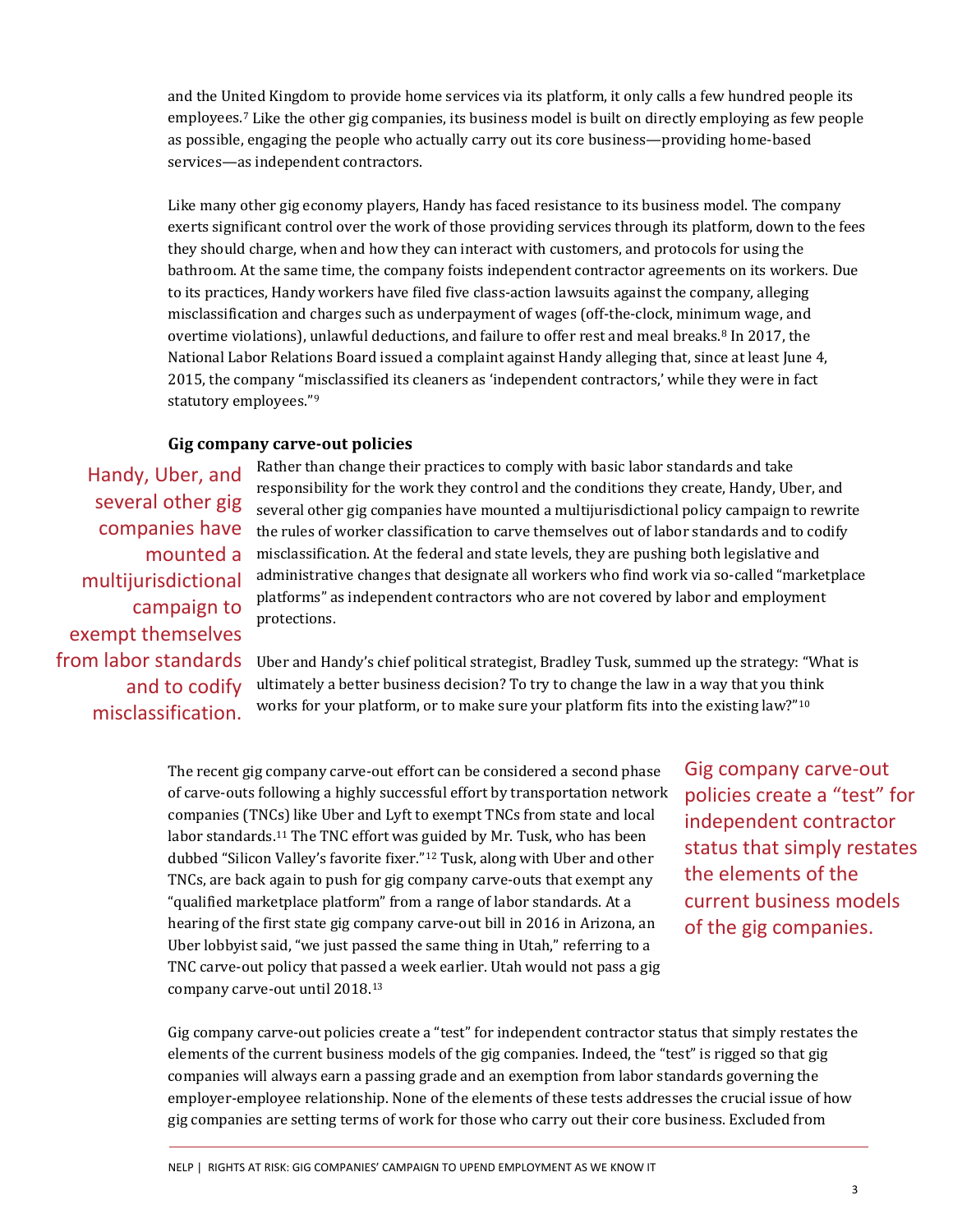and the United Kingdom to provide home services via its platform, it only calls a few hundred people its employees.[7] Like the other gig companies, its business model is built on directly employing as few people as possible, engaging the people who actually carry out its core business—providing home-based services—as independent contractors.

Like many other gig economy players, Handy has faced resistance to its business model. The company exerts significant control over the work of those providing services through its platform, down to the fees they should charge, when and how they can interact with customers, and protocols for using the bathroom. At the same time, the company foists independent contractor agreements on its workers. Due to its practices, Handy workers have filed five class-action lawsuits against the company, alleging misclassification and charges such as underpayment of wages (off-the-clock, minimum wage, and overtime violations), unlawful deductions, and failure to offer rest and meal breaks.[8] In 2017, the National Labor Relations Board issued a complaint against Handy alleging that, since at least June 4, 2015, the company "misclassified its cleaners as 'independent contractors,' while they were in fact statutory employees."[9]

### Gig company carve-out policies

Handy, Uber, and several other gig companies have mounted a multijurisdictional campaign to exempt themselves from labor standards and to codify misclassification.

Rather than change their practices to comply with basic labor standards and take responsibility for the work they control and the conditions they create, Handy, Uber, and several other gig companies have mounted a multijurisdictional policy campaign to rewrite the rules of worker classification to carve themselves out of labor standards and to codify misclassification. At the federal and state levels, they are pushing both legislative and administrative changes that designate all workers who find work via so-called "marketplace platforms" as independent contractors who are not covered by labor and employment protections.

Uber and Handy's chief political strategist, Bradley Tusk, summed up the strategy: "What is ultimately a better business decision? To try to change the law in a way that you think works for your platform, or to make sure your platform fits into the existing law?"[10]

The recent gig company carve-out effort can be considered a second phase of carve-outs following a highly successful effort by transportation network companies (TNCs) like Uber and Lyft to exempt TNCs from state and local labor standards.[11] The TNC effort was guided by Mr. Tusk, who has been dubbed "Silicon Valley's favorite fixer."[12] Tusk, along with Uber and other TNCs, are back again to push for gig company carve-outs that exempt any "qualified marketplace platform" from a range of labor standards. At a hearing of the first state gig company carve-out bill in 2016 in Arizona, an Uber lobbyist said, "we just passed the same thing in Utah," referring to a TNC carve-out policy that passed a week earlier. Utah would not pass a gig company carve-out until 2018.[13]

Gig company carve-out policies create a "test" for independent contractor status that simply restates the elements of the current business models of the gig companies.

Gig company carve-out policies create a "test" for independent contractor status that simply restates the elements of the current business models of the gig companies. Indeed, the "test" is rigged so that gig companies will always earn a passing grade and an exemption from labor standards governing the employer-employee relationship. None of the elements of these tests addresses the crucial issue of how gig companies are setting terms of work for those who carry out their core business. Excluded from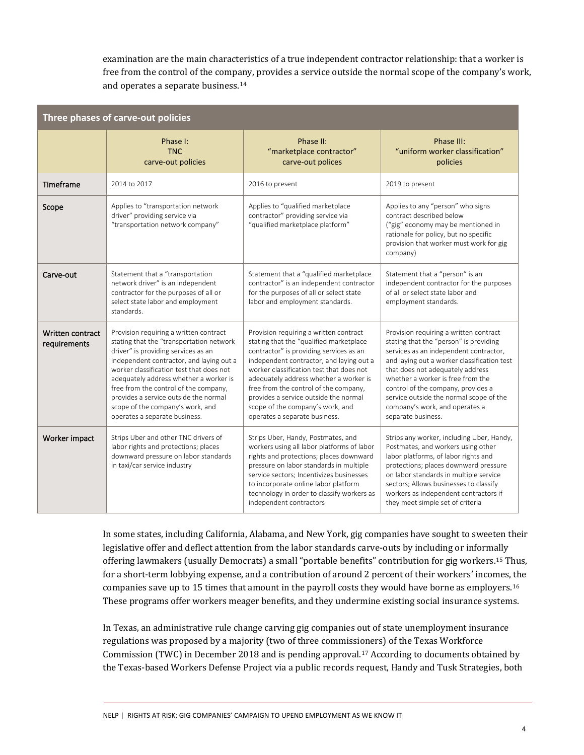examination are the main characteristics of a true independent contractor relationship: that a worker is free from the control of the company, provides a service outside the normal scope of the company's work, and operates a separate business.[14]

**Three phases of carve-out policies**

| | Phase I: TNC carve-out policies | Phase II: "marketplace contractor" carve-out polices | Phase III: "uniform worker classification" policies |
|---|---|---|---|
| **Timeframe** | 2014 to 2017 | 2016 to present | 2019 to present |
| **Scope** | Applies to "transportation network driver" providing service via "transportation network company" | Applies to "qualified marketplace contractor" providing service via "qualified marketplace platform" | Applies to any "person" who signs contract described below ("gig" economy may be mentioned in rationale for policy, but no specific provision that worker must work for gig company) |
| **Carve-out** | Statement that a "transportation network driver" is an independent contractor for the purposes of all or select state labor and employment standards. | Statement that a "qualified marketplace contractor" is an independent contractor for the purposes of all or select state labor and employment standards. | Statement that a "person" is an independent contractor for the purposes of all or select state labor and employment standards. |
| **Written contract requirements** | Provision requiring a written contract stating that the "transportation network driver" is providing services as an independent contractor, and laying out a worker classification test that does not adequately address whether a worker is free from the control of the company, provides a service outside the normal scope of the company's work, and operates a separate business. | Provision requiring a written contract stating that the "qualified marketplace contractor" is providing services as an independent contractor, and laying out a worker classification test that does not adequately address whether a worker is free from the control of the company, provides a service outside the normal scope of the company's work, and operates a separate business. | Provision requiring a written contract stating that the "person" is providing services as an independent contractor, and laying out a worker classification test that does not adequately address whether a worker is free from the control of the company, provides a service outside the normal scope of the company's work, and operates a separate business. |
| **Worker impact** | Strips Uber and other TNC drivers of labor rights and protections; places downward pressure on labor standards in taxi/car service industry | Strips Uber, Handy, Postmates, and workers using all labor platforms of labor rights and protections; places downward pressure on labor standards in multiple service sectors; Incentivizes businesses to incorporate online labor platform technology in order to classify workers as independent contractors | Strips any worker, including Uber, Handy, Postmates, and workers using other labor platforms, of labor rights and protections; places downward pressure on labor standards in multiple service sectors; Allows businesses to classify workers as independent contractors if they meet simple set of criteria |

In some states, including California, Alabama, and New York, gig companies have sought to sweeten their legislative offer and deflect attention from the labor standards carve-outs by including or informally offering lawmakers (usually Democrats) a small "portable benefits" contribution for gig workers.[15] Thus, for a short-term lobbying expense, and a contribution of around 2 percent of their workers' incomes, the companies save up to 15 times that amount in the payroll costs they would have borne as employers.[16] These programs offer workers meager benefits, and they undermine existing social insurance systems.

In Texas, an administrative rule change carving gig companies out of state unemployment insurance regulations was proposed by a majority (two of three commissioners) of the Texas Workforce Commission (TWC) in December 2018 and is pending approval.[17] According to documents obtained by the Texas-based Workers Defense Project via a public records request, Handy and Tusk Strategies, both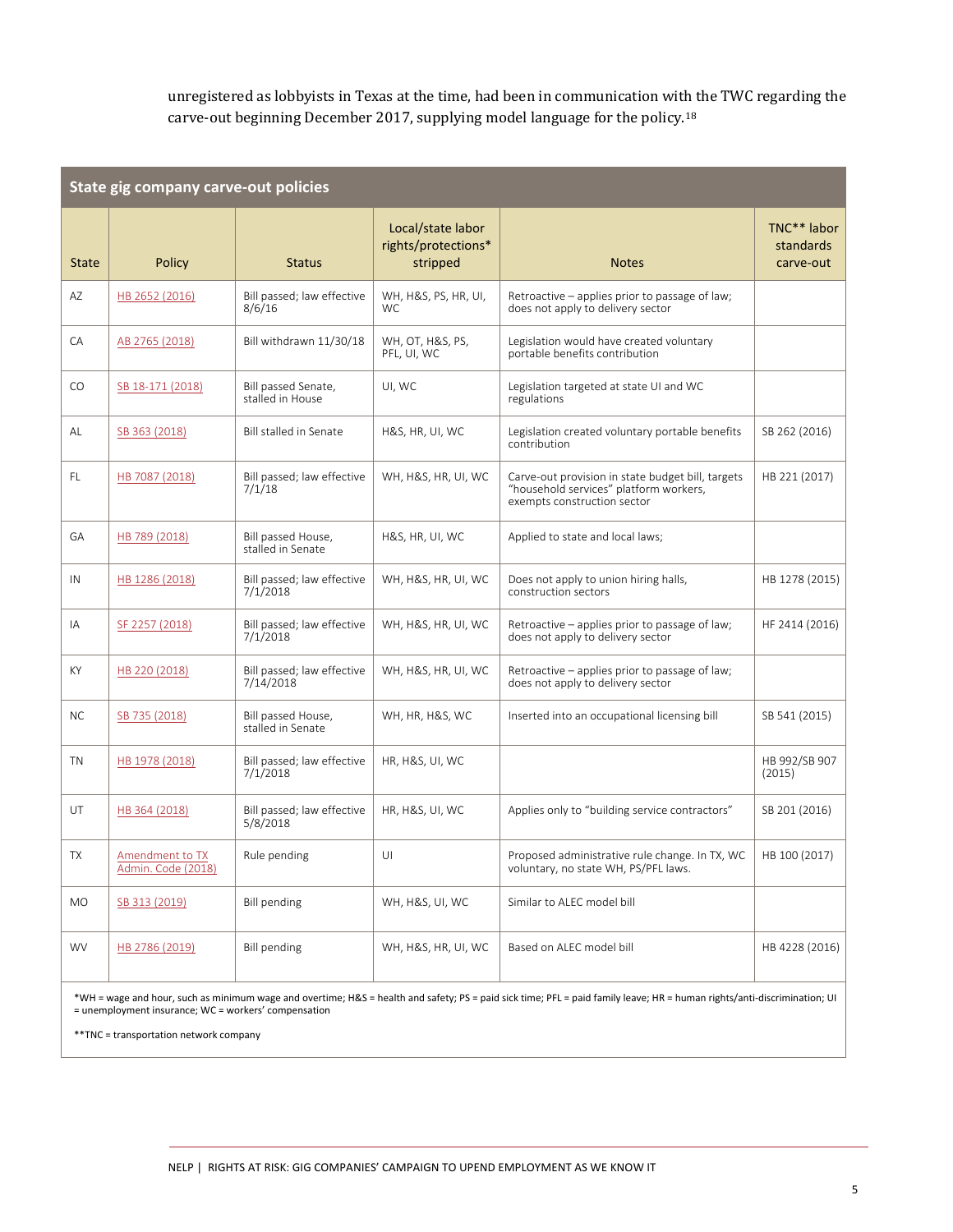unregistered as lobbyists in Texas at the time, had been in communication with the TWC regarding the carve-out beginning December 2017, supplying model language for the policy.[18]

**State gig company carve-out policies**

| State | Policy | Status | Local/state labor rights/protections* stripped | Notes | TNC** labor standards carve-out |
|---|---|---|---|---|---|
| AZ | HB 2652 (2016) | Bill passed; law effective 8/6/16 | WH, H&S, PS, HR, UI, WC | Retroactive – applies prior to passage of law; does not apply to delivery sector | |
| CA | AB 2765 (2018) | Bill withdrawn 11/30/18 | WH, OT, H&S, PS, PFL, UI, WC | Legislation would have created voluntary portable benefits contribution | |
| CO | SB 18-171 (2018) | Bill passed Senate, stalled in House | UI, WC | Legislation targeted at state UI and WC regulations | |
| AL | SB 363 (2018) | Bill stalled in Senate | H&S, HR, UI, WC | Legislation created voluntary portable benefits contribution | SB 262 (2016) |
| FL | HB 7087 (2018) | Bill passed; law effective 7/1/18 | WH, H&S, HR, UI, WC | Carve-out provision in state budget bill, targets "household services" platform workers, exempts construction sector | HB 221 (2017) |
| GA | HB 789 (2018) | Bill passed House, stalled in Senate | H&S, HR, UI, WC | Applied to state and local laws; | |
| IN | HB 1286 (2018) | Bill passed; law effective 7/1/2018 | WH, H&S, HR, UI, WC | Does not apply to union hiring halls, construction sectors | HB 1278 (2015) |
| IA | SF 2257 (2018) | Bill passed; law effective 7/1/2018 | WH, H&S, HR, UI, WC | Retroactive – applies prior to passage of law; does not apply to delivery sector | HF 2414 (2016) |
| KY | HB 220 (2018) | Bill passed; law effective 7/14/2018 | WH, H&S, HR, UI, WC | Retroactive – applies prior to passage of law; does not apply to delivery sector | |
| NC | SB 735 (2018) | Bill passed House, stalled in Senate | WH, HR, H&S, WC | Inserted into an occupational licensing bill | SB 541 (2015) |
| TN | HB 1978 (2018) | Bill passed; law effective 7/1/2018 | HR, H&S, UI, WC | | HB 992/SB 907 (2015) |
| UT | HB 364 (2018) | Bill passed; law effective 5/8/2018 | HR, H&S, UI, WC | Applies only to "building service contractors" | SB 201 (2016) |
| TX | Amendment to TX Admin. Code (2018) | Rule pending | UI | Proposed administrative rule change. In TX, WC voluntary, no state WH, PS/PFL laws. | HB 100 (2017) |
| MO | SB 313 (2019) | Bill pending | WH, H&S, UI, WC | Similar to ALEC model bill | |
| WV | HB 2786 (2019) | Bill pending | WH, H&S, HR, UI, WC | Based on ALEC model bill | HB 4228 (2016) |

*WH = wage and hour, such as minimum wage and overtime; H&S = health and safety; PS = paid sick time; PFL = paid family leave; HR = human rights/anti-discrimination; UI = unemployment insurance; WC = workers' compensation

**TNC = transportation network company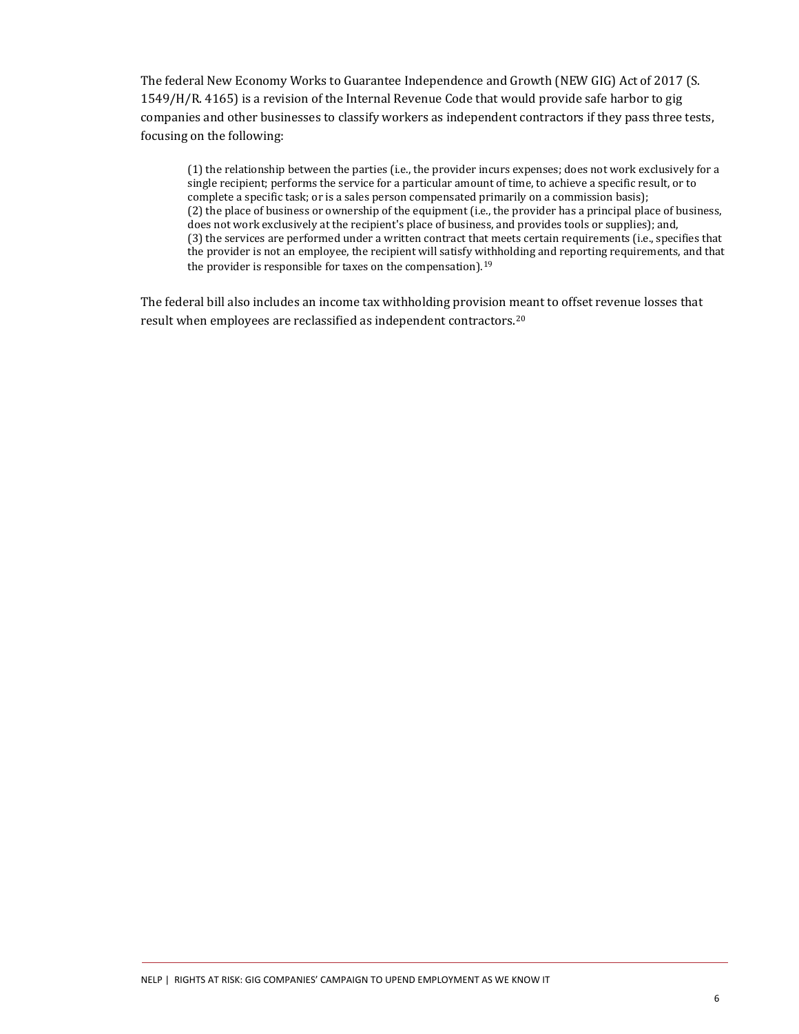The federal New Economy Works to Guarantee Independence and Growth (NEW GIG) Act of 2017 (S. 1549/H/R. 4165) is a revision of the Internal Revenue Code that would provide safe harbor to gig companies and other businesses to classify workers as independent contractors if they pass three tests, focusing on the following:

> (1) the relationship between the parties (i.e., the provider incurs expenses; does not work exclusively for a single recipient; performs the service for a particular amount of time, to achieve a specific result, or to complete a specific task; or is a sales person compensated primarily on a commission basis);
> (2) the place of business or ownership of the equipment (i.e., the provider has a principal place of business, does not work exclusively at the recipient's place of business, and provides tools or supplies); and,
> (3) the services are performed under a written contract that meets certain requirements (i.e., specifies that the provider is not an employee, the recipient will satisfy withholding and reporting requirements, and that the provider is responsible for taxes on the compensation).[19]

The federal bill also includes an income tax withholding provision meant to offset revenue losses that result when employees are reclassified as independent contractors.[20]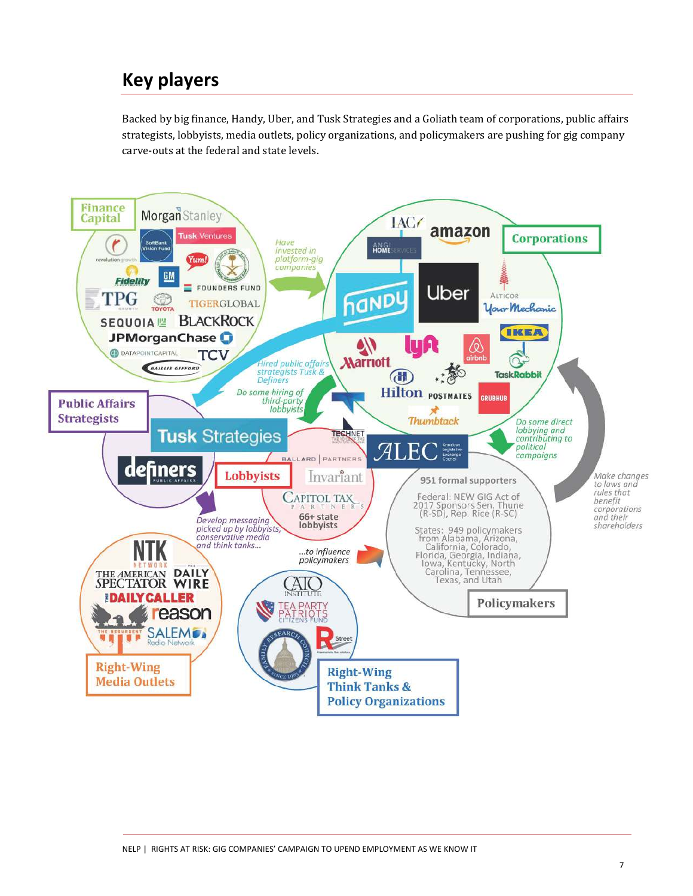## Key players

Backed by big finance, Handy, Uber, and Tusk Strategies and a Goliath team of corporations, public affairs strategists, lobbyists, media outlets, policy organizations, and policymakers are pushing for gig company carve-outs at the federal and state levels.

**Finance Capital**

Morgan Stanley, Tusk Ventures, revolution growth, SoftBank Vision Fund, Yum!, Public Investment Fund, Fidelity, GM, Founders Fund, TPG Growth, Toyota, TigerGlobal, Sequoia, BlackRock, JPMorganChase, DataPoint Capital, TCV, Baillie Gifford

*Have invested in platform-gig companies*

**Corporations**

IAC, amazon, Angi HomeServices, Handy, Uber, Alticor, YourMechanic, IKEA, Marriott, lyft, airbnb, TaskRabbit, Hilton, Postmates, Grubhub, Thumbtack

*Hired public affairs strategists Tusk & Definers*

*Do some hiring of third-party lobbyists*

*Do some direct lobbying and contributing to political campaigns*

**Public Affairs Strategists**

Tusk Strategies, definers public affairs

*Develop messaging picked up by lobbyists, conservative media and think tanks...*

**Lobbyists**

TechNet, Ballard Partners, Invariant, Capitol Tax Partners

66+ state lobbyists

*...to influence policymakers*

ALEC American Legislative Exchange Council

**Policymakers**

951 formal supporters

Federal: NEW GIG Act of 2017 Sponsors Sen. Thune (R-SD), Rep. Rice (R-SC)

States: 949 policymakers from Alabama, Arizona, California, Colorado, Florida, Georgia, Indiana, Iowa, Kentucky, North Carolina, Tennessee, Texas, and Utah

*Make changes to laws and rules that benefit corporations and their shareholders*

**Right-Wing Media Outlets**

NTK Network, The American Spectator, Daily Wire, The Daily Caller, reason, The Resurgent, Salem Radio Network

**Right-Wing Think Tanks & Policy Organizations**

Cato Institute, Tea Party Patriots Citizens Fund, Family Research Council, R Street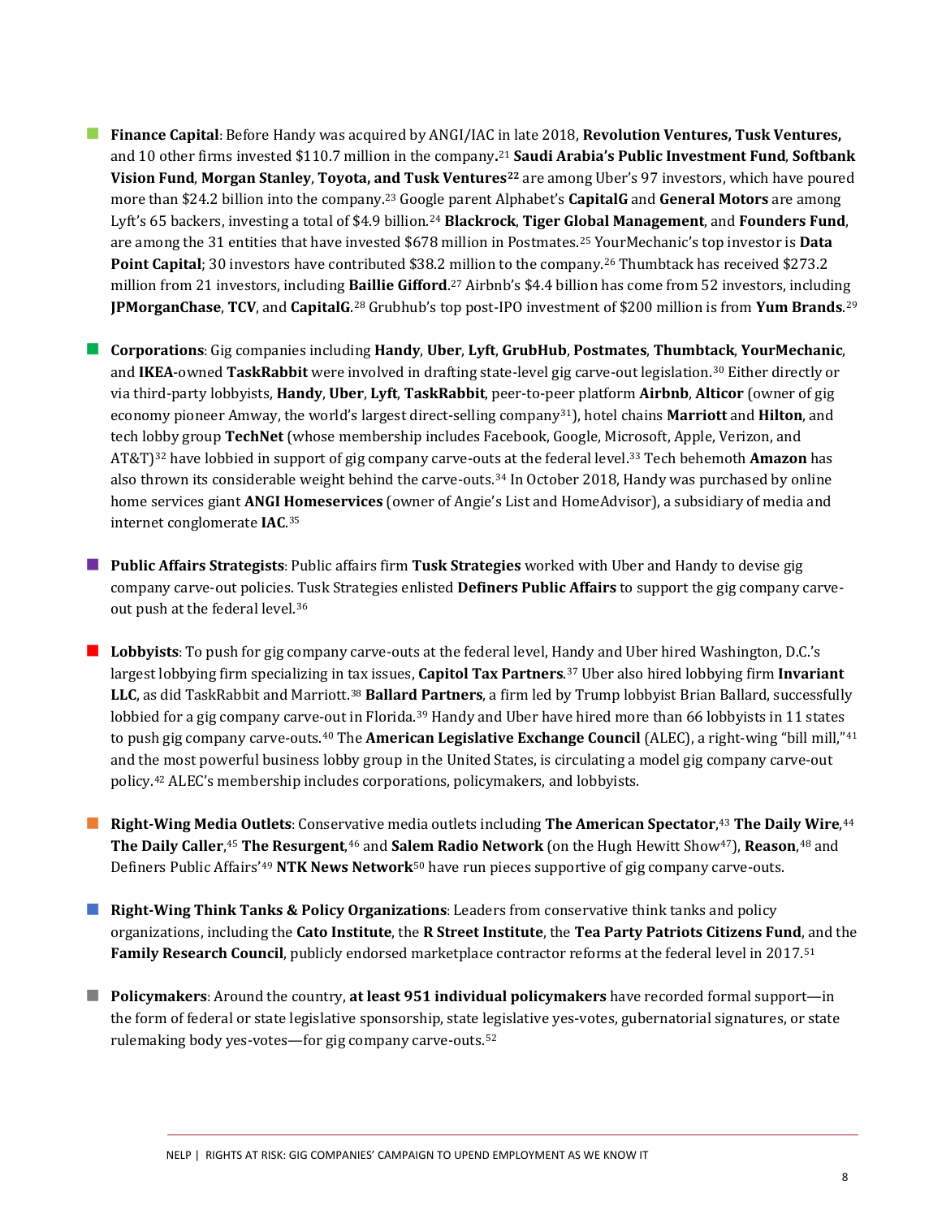- **Finance Capital**: Before Handy was acquired by ANGI/IAC in late 2018, **Revolution Ventures, Tusk Ventures,** and 10 other firms invested $110.7 million in the company**.**[21] **Saudi Arabia's Public Investment Fund**, **Softbank Vision Fund**, **Morgan Stanley**, **Toyota, and Tusk Ventures**[22] are among Uber's 97 investors, which have poured more than $24.2 billion into the company.[23] Google parent Alphabet's **CapitalG** and **General Motors** are among Lyft's 65 backers, investing a total of $4.9 billion.[24] **Blackrock**, **Tiger Global Management**, and **Founders Fund**, are among the 31 entities that have invested $678 million in Postmates.[25] YourMechanic's top investor is **Data Point Capital**; 30 investors have contributed $38.2 million to the company.[26] Thumbtack has received $273.2 million from 21 investors, including **Baillie Gifford**.[27] Airbnb's $4.4 billion has come from 52 investors, including **JPMorganChase**, **TCV**, and **CapitalG**.[28] Grubhub's top post-IPO investment of $200 million is from **Yum Brands**.[29]

- **Corporations**: Gig companies including **Handy**, **Uber**, **Lyft**, **GrubHub**, **Postmates**, **Thumbtack**, **YourMechanic**, and **IKEA**-owned **TaskRabbit** were involved in drafting state-level gig carve-out legislation.[30] Either directly or via third-party lobbyists, **Handy**, **Uber**, **Lyft**, **TaskRabbit**, peer-to-peer platform **Airbnb**, **Alticor** (owner of gig economy pioneer Amway, the world's largest direct-selling company[31]), hotel chains **Marriott** and **Hilton**, and tech lobby group **TechNet** (whose membership includes Facebook, Google, Microsoft, Apple, Verizon, and AT&T)[32] have lobbied in support of gig company carve-outs at the federal level.[33] Tech behemoth **Amazon** has also thrown its considerable weight behind the carve-outs.[34] In October 2018, Handy was purchased by online home services giant **ANGI Homeservices** (owner of Angie's List and HomeAdvisor), a subsidiary of media and internet conglomerate **IAC**.[35]

- **Public Affairs Strategists**: Public affairs firm **Tusk Strategies** worked with Uber and Handy to devise gig company carve-out policies. Tusk Strategies enlisted **Definers Public Affairs** to support the gig company carve-out push at the federal level.[36]

- **Lobbyists**: To push for gig company carve-outs at the federal level, Handy and Uber hired Washington, D.C.'s largest lobbying firm specializing in tax issues, **Capitol Tax Partners**.[37] Uber also hired lobbying firm **Invariant LLC**, as did TaskRabbit and Marriott.[38] **Ballard Partners**, a firm led by Trump lobbyist Brian Ballard, successfully lobbied for a gig company carve-out in Florida.[39] Handy and Uber have hired more than 66 lobbyists in 11 states to push gig company carve-outs.[40] The **American Legislative Exchange Council** (ALEC), a right-wing "bill mill,"[41] and the most powerful business lobby group in the United States, is circulating a model gig company carve-out policy.[42] ALEC's membership includes corporations, policymakers, and lobbyists.

- **Right-Wing Media Outlets**: Conservative media outlets including **The American Spectator**,[43] **The Daily Wire**,[44] **The Daily Caller**,[45] **The Resurgent**,[46] and **Salem Radio Network** (on the Hugh Hewitt Show[47]), **Reason**,[48] and Definers Public Affairs'[49] **NTK News Network**[50] have run pieces supportive of gig company carve-outs.

- **Right-Wing Think Tanks & Policy Organizations**: Leaders from conservative think tanks and policy organizations, including the **Cato Institute**, the **R Street Institute**, the **Tea Party Patriots Citizens Fund**, and the **Family Research Council**, publicly endorsed marketplace contractor reforms at the federal level in 2017.[51]

- **Policymakers**: Around the country, **at least 951 individual policymakers** have recorded formal support—in the form of federal or state legislative sponsorship, state legislative yes-votes, gubernatorial signatures, or state rulemaking body yes-votes—for gig company carve-outs.[52]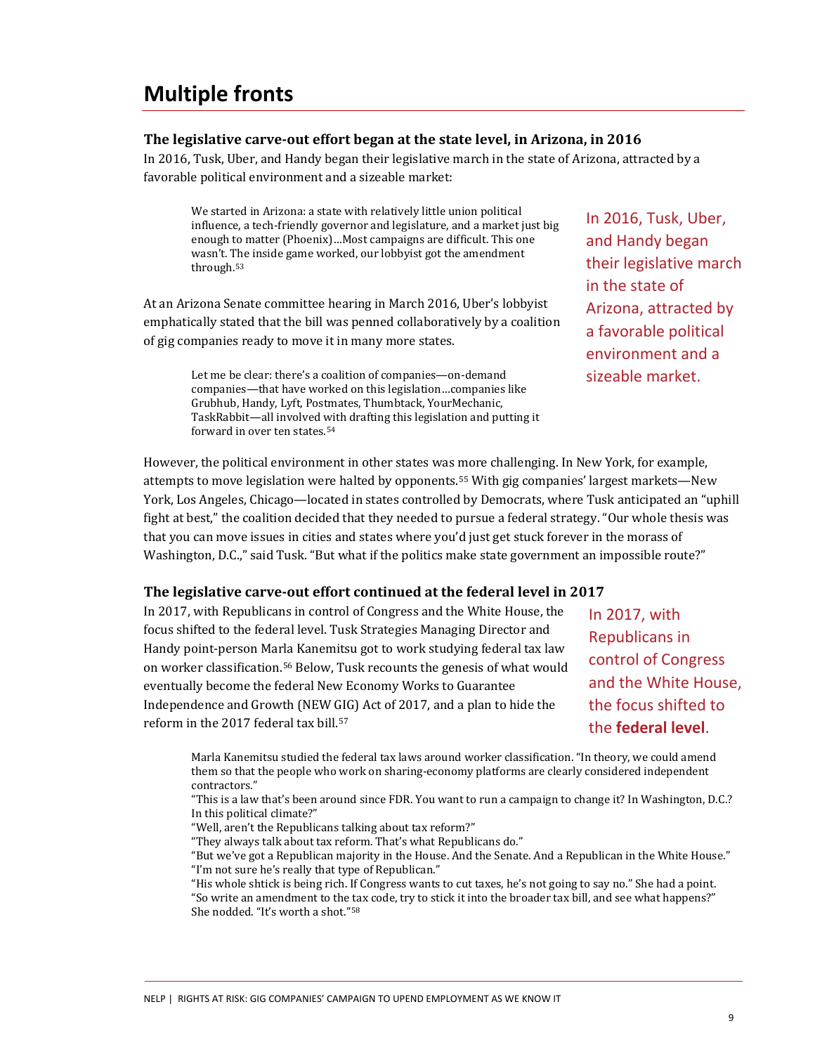## Multiple fronts

### The legislative carve-out effort began at the state level, in Arizona, in 2016

In 2016, Tusk, Uber, and Handy began their legislative march in the state of Arizona, attracted by a favorable political environment and a sizeable market:

> We started in Arizona: a state with relatively little union political influence, a tech-friendly governor and legislature, and a market just big enough to matter (Phoenix)…Most campaigns are difficult. This one wasn't. The inside game worked, our lobbyist got the amendment through.[53]

In 2016, Tusk, Uber, and Handy began their legislative march in the state of Arizona, attracted by a favorable political environment and a sizeable market.

At an Arizona Senate committee hearing in March 2016, Uber's lobbyist emphatically stated that the bill was penned collaboratively by a coalition of gig companies ready to move it in many more states.

> Let me be clear: there's a coalition of companies—on-demand companies—that have worked on this legislation…companies like Grubhub, Handy, Lyft, Postmates, Thumbtack, YourMechanic, TaskRabbit—all involved with drafting this legislation and putting it forward in over ten states.[54]

However, the political environment in other states was more challenging. In New York, for example, attempts to move legislation were halted by opponents.[55] With gig companies' largest markets—New York, Los Angeles, Chicago—located in states controlled by Democrats, where Tusk anticipated an "uphill fight at best," the coalition decided that they needed to pursue a federal strategy. "Our whole thesis was that you can move issues in cities and states where you'd just get stuck forever in the morass of Washington, D.C.," said Tusk. "But what if the politics make state government an impossible route?"

### The legislative carve-out effort continued at the federal level in 2017

In 2017, with Republicans in control of Congress and the White House, the focus shifted to the federal level. Tusk Strategies Managing Director and Handy point-person Marla Kanemitsu got to work studying federal tax law on worker classification.[56] Below, Tusk recounts the genesis of what would eventually become the federal New Economy Works to Guarantee Independence and Growth (NEW GIG) Act of 2017, and a plan to hide the reform in the 2017 federal tax bill.[57]

In 2017, with Republicans in control of Congress and the White House, the focus shifted to the **federal level**.

> Marla Kanemitsu studied the federal tax laws around worker classification. "In theory, we could amend them so that the people who work on sharing-economy platforms are clearly considered independent contractors."
> "This is a law that's been around since FDR. You want to run a campaign to change it? In Washington, D.C.? In this political climate?"
> "Well, aren't the Republicans talking about tax reform?"
> "They always talk about tax reform. That's what Republicans do."
> "But we've got a Republican majority in the House. And the Senate. And a Republican in the White House."
> "I'm not sure he's really that type of Republican."
> "His whole shtick is being rich. If Congress wants to cut taxes, he's not going to say no." She had a point.
> "So write an amendment to the tax code, try to stick it into the broader tax bill, and see what happens?"
> She nodded. "It's worth a shot."[58]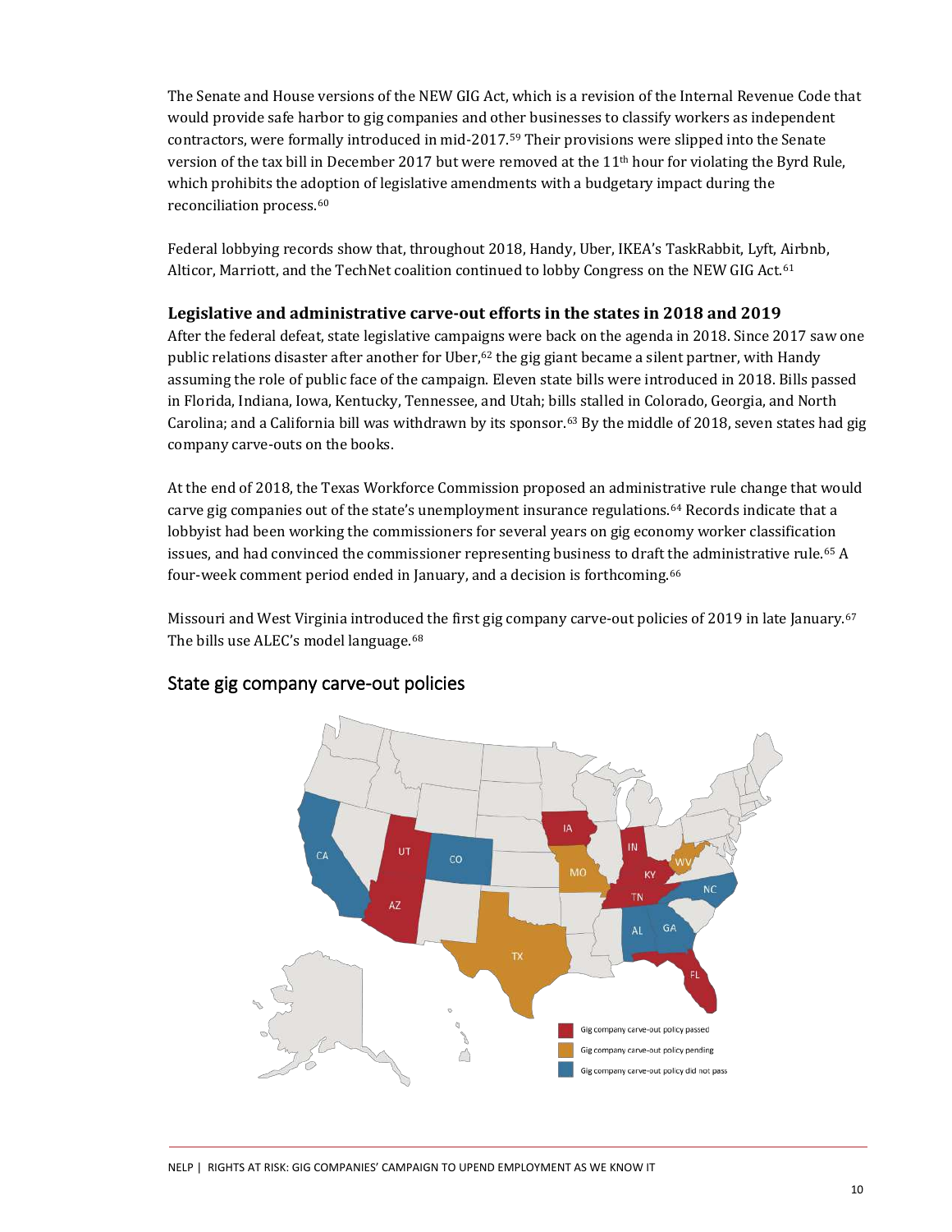The Senate and House versions of the NEW GIG Act, which is a revision of the Internal Revenue Code that would provide safe harbor to gig companies and other businesses to classify workers as independent contractors, were formally introduced in mid-2017.[59] Their provisions were slipped into the Senate version of the tax bill in December 2017 but were removed at the 11th hour for violating the Byrd Rule, which prohibits the adoption of legislative amendments with a budgetary impact during the reconciliation process.[60]

Federal lobbying records show that, throughout 2018, Handy, Uber, IKEA's TaskRabbit, Lyft, Airbnb, Alticor, Marriott, and the TechNet coalition continued to lobby Congress on the NEW GIG Act.[61]

### Legislative and administrative carve-out efforts in the states in 2018 and 2019

After the federal defeat, state legislative campaigns were back on the agenda in 2018. Since 2017 saw one public relations disaster after another for Uber,[62] the gig giant became a silent partner, with Handy assuming the role of public face of the campaign. Eleven state bills were introduced in 2018. Bills passed in Florida, Indiana, Iowa, Kentucky, Tennessee, and Utah; bills stalled in Colorado, Georgia, and North Carolina; and a California bill was withdrawn by its sponsor.[63] By the middle of 2018, seven states had gig company carve-outs on the books.

At the end of 2018, the Texas Workforce Commission proposed an administrative rule change that would carve gig companies out of the state's unemployment insurance regulations.[64] Records indicate that a lobbyist had been working the commissioners for several years on gig economy worker classification issues, and had convinced the commissioner representing business to draft the administrative rule.[65] A four-week comment period ended in January, and a decision is forthcoming.[66]

Missouri and West Virginia introduced the first gig company carve-out policies of 2019 in late January.[67] The bills use ALEC's model language.[68]

## State gig company carve-out policies

| Status | States |
|---|---|
| Gig company carve-out policy passed | UT, AZ, IA, IN, KY, TN, FL |
| Gig company carve-out policy pending | MO, WV, TX |
| Gig company carve-out policy did not pass | CA, CO, NC, AL, GA |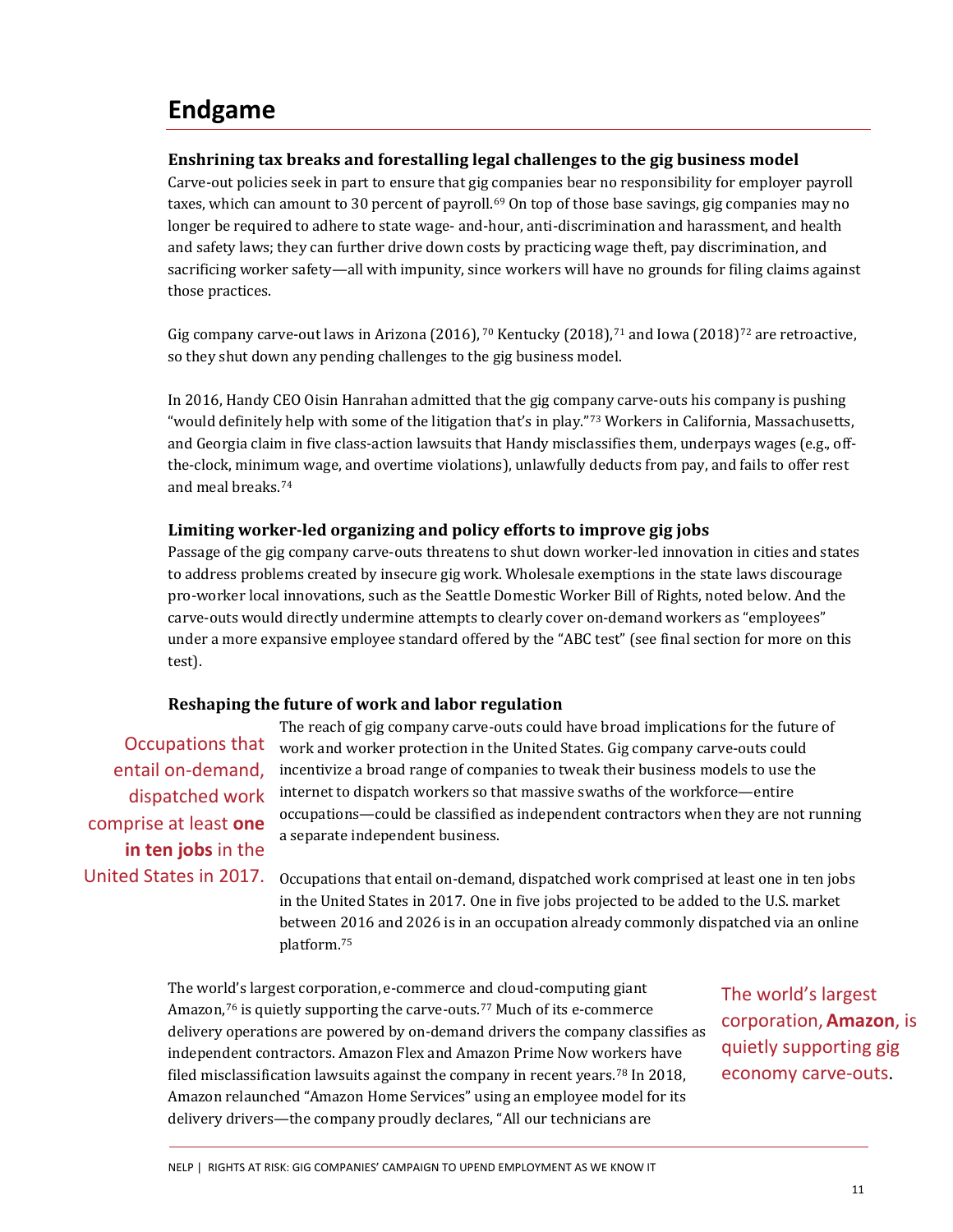# Endgame

### Enshrining tax breaks and forestalling legal challenges to the gig business model

Carve-out policies seek in part to ensure that gig companies bear no responsibility for employer payroll taxes, which can amount to 30 percent of payroll.[69] On top of those base savings, gig companies may no longer be required to adhere to state wage- and-hour, anti-discrimination and harassment, and health and safety laws; they can further drive down costs by practicing wage theft, pay discrimination, and sacrificing worker safety—all with impunity, since workers will have no grounds for filing claims against those practices.

Gig company carve-out laws in Arizona (2016),[70] Kentucky (2018),[71] and Iowa (2018)[72] are retroactive, so they shut down any pending challenges to the gig business model.

In 2016, Handy CEO Oisin Hanrahan admitted that the gig company carve-outs his company is pushing "would definitely help with some of the litigation that's in play."[73] Workers in California, Massachusetts, and Georgia claim in five class-action lawsuits that Handy misclassifies them, underpays wages (e.g., off-the-clock, minimum wage, and overtime violations), unlawfully deducts from pay, and fails to offer rest and meal breaks.[74]

### Limiting worker-led organizing and policy efforts to improve gig jobs

Passage of the gig company carve-outs threatens to shut down worker-led innovation in cities and states to address problems created by insecure gig work. Wholesale exemptions in the state laws discourage pro-worker local innovations, such as the Seattle Domestic Worker Bill of Rights, noted below. And the carve-outs would directly undermine attempts to clearly cover on-demand workers as "employees" under a more expansive employee standard offered by the "ABC test" (see final section for more on this test).

### Reshaping the future of work and labor regulation

Occupations that entail on-demand, dispatched work comprise at least **one in ten jobs** in the United States in 2017.

The reach of gig company carve-outs could have broad implications for the future of work and worker protection in the United States. Gig company carve-outs could incentivize a broad range of companies to tweak their business models to use the internet to dispatch workers so that massive swaths of the workforce—entire occupations—could be classified as independent contractors when they are not running a separate independent business.

Occupations that entail on-demand, dispatched work comprised at least one in ten jobs in the United States in 2017. One in five jobs projected to be added to the U.S. market between 2016 and 2026 is in an occupation already commonly dispatched via an online platform.[75]

The world's largest corporation, **Amazon**, is quietly supporting gig economy carve-outs.

The world's largest corporation, e-commerce and cloud-computing giant Amazon,[76] is quietly supporting the carve-outs.[77] Much of its e-commerce delivery operations are powered by on-demand drivers the company classifies as independent contractors. Amazon Flex and Amazon Prime Now workers have filed misclassification lawsuits against the company in recent years.[78] In 2018, Amazon relaunched "Amazon Home Services" using an employee model for its delivery drivers—the company proudly declares, "All our technicians are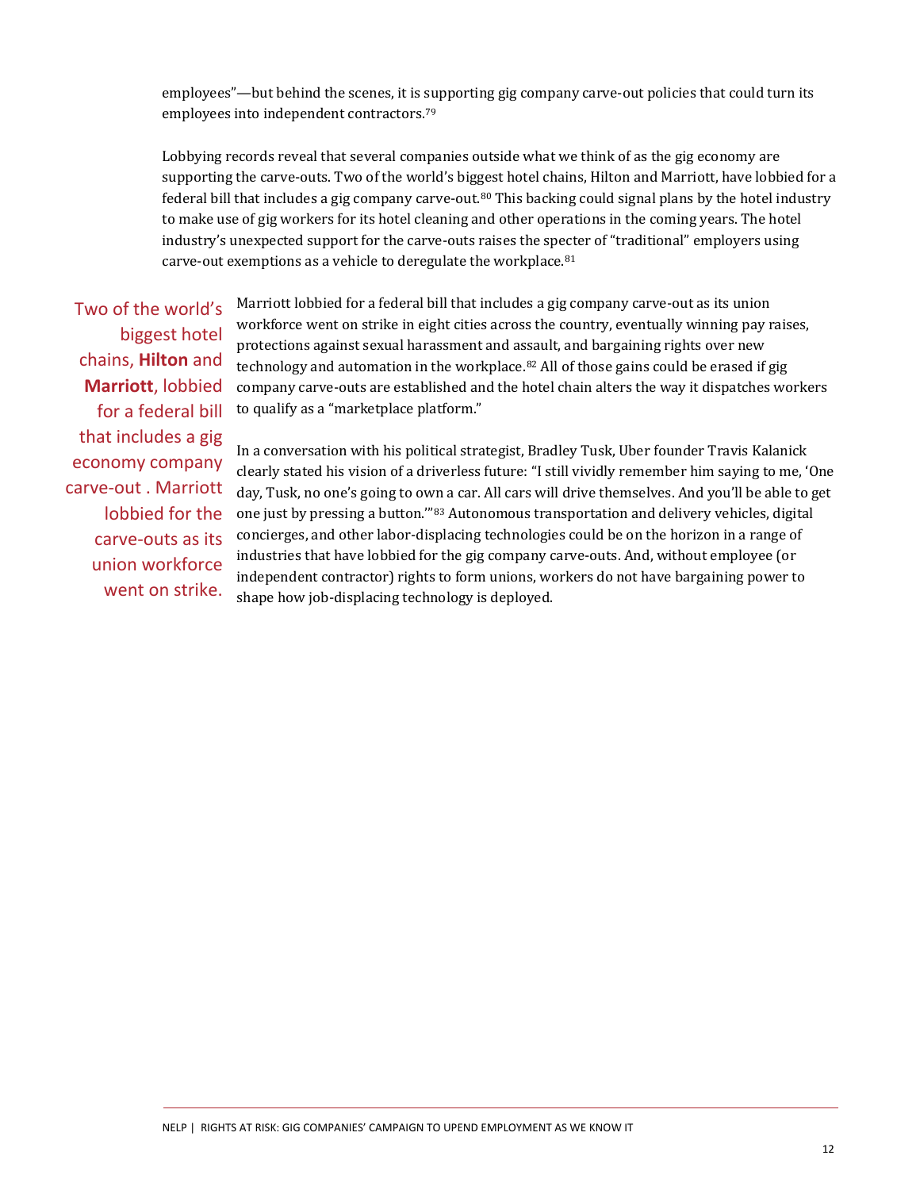employees"—but behind the scenes, it is supporting gig company carve-out policies that could turn its employees into independent contractors.[79]

Lobbying records reveal that several companies outside what we think of as the gig economy are supporting the carve-outs. Two of the world's biggest hotel chains, Hilton and Marriott, have lobbied for a federal bill that includes a gig company carve-out.[80] This backing could signal plans by the hotel industry to make use of gig workers for its hotel cleaning and other operations in the coming years. The hotel industry's unexpected support for the carve-outs raises the specter of "traditional" employers using carve-out exemptions as a vehicle to deregulate the workplace.[81]

> Two of the world's biggest hotel chains, **Hilton** and **Marriott**, lobbied for a federal bill that includes a gig economy company carve-out . Marriott lobbied for the carve-outs as its union workforce went on strike.

Marriott lobbied for a federal bill that includes a gig company carve-out as its union workforce went on strike in eight cities across the country, eventually winning pay raises, protections against sexual harassment and assault, and bargaining rights over new technology and automation in the workplace.[82] All of those gains could be erased if gig company carve-outs are established and the hotel chain alters the way it dispatches workers to qualify as a "marketplace platform."

In a conversation with his political strategist, Bradley Tusk, Uber founder Travis Kalanick clearly stated his vision of a driverless future: "I still vividly remember him saying to me, 'One day, Tusk, no one's going to own a car. All cars will drive themselves. And you'll be able to get one just by pressing a button.'"[83] Autonomous transportation and delivery vehicles, digital concierges, and other labor-displacing technologies could be on the horizon in a range of industries that have lobbied for the gig company carve-outs. And, without employee (or independent contractor) rights to form unions, workers do not have bargaining power to shape how job-displacing technology is deployed.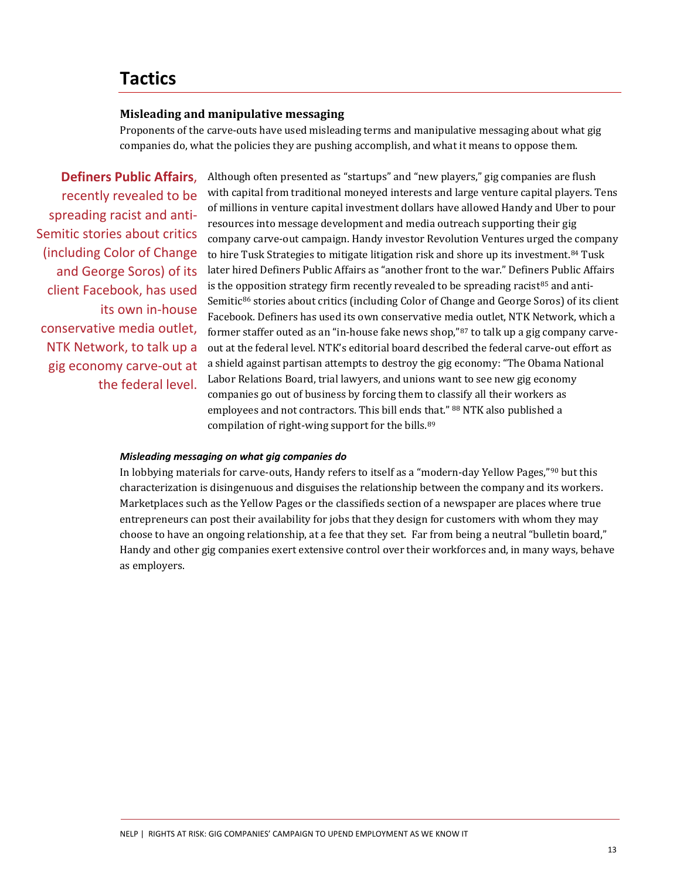# Tactics

### Misleading and manipulative messaging

Proponents of the carve-outs have used misleading terms and manipulative messaging about what gig companies do, what the policies they are pushing accomplish, and what it means to oppose them.

> **Definers Public Affairs**, recently revealed to be spreading racist and anti-Semitic stories about critics (including Color of Change and George Soros) of its client Facebook, has used its own in-house conservative media outlet, NTK Network, to talk up a gig economy carve-out at the federal level.

Although often presented as "startups" and "new players," gig companies are flush with capital from traditional moneyed interests and large venture capital players. Tens of millions in venture capital investment dollars have allowed Handy and Uber to pour resources into message development and media outreach supporting their gig company carve-out campaign. Handy investor Revolution Ventures urged the company to hire Tusk Strategies to mitigate litigation risk and shore up its investment.[84] Tusk later hired Definers Public Affairs as "another front to the war." Definers Public Affairs is the opposition strategy firm recently revealed to be spreading racist[85] and anti-Semitic[86] stories about critics (including Color of Change and George Soros) of its client Facebook. Definers has used its own conservative media outlet, NTK Network, which a former staffer outed as an "in-house fake news shop,"[87] to talk up a gig company carve-out at the federal level. NTK's editorial board described the federal carve-out effort as a shield against partisan attempts to destroy the gig economy: "The Obama National Labor Relations Board, trial lawyers, and unions want to see new gig economy companies go out of business by forcing them to classify all their workers as employees and not contractors. This bill ends that." [88] NTK also published a compilation of right-wing support for the bills.[89]

#### *Misleading messaging on what gig companies do*

In lobbying materials for carve-outs, Handy refers to itself as a "modern-day Yellow Pages,"[90] but this characterization is disingenuous and disguises the relationship between the company and its workers. Marketplaces such as the Yellow Pages or the classifieds section of a newspaper are places where true entrepreneurs can post their availability for jobs that they design for customers with whom they may choose to have an ongoing relationship, at a fee that they set. Far from being a neutral "bulletin board," Handy and other gig companies exert extensive control over their workforces and, in many ways, behave as employers.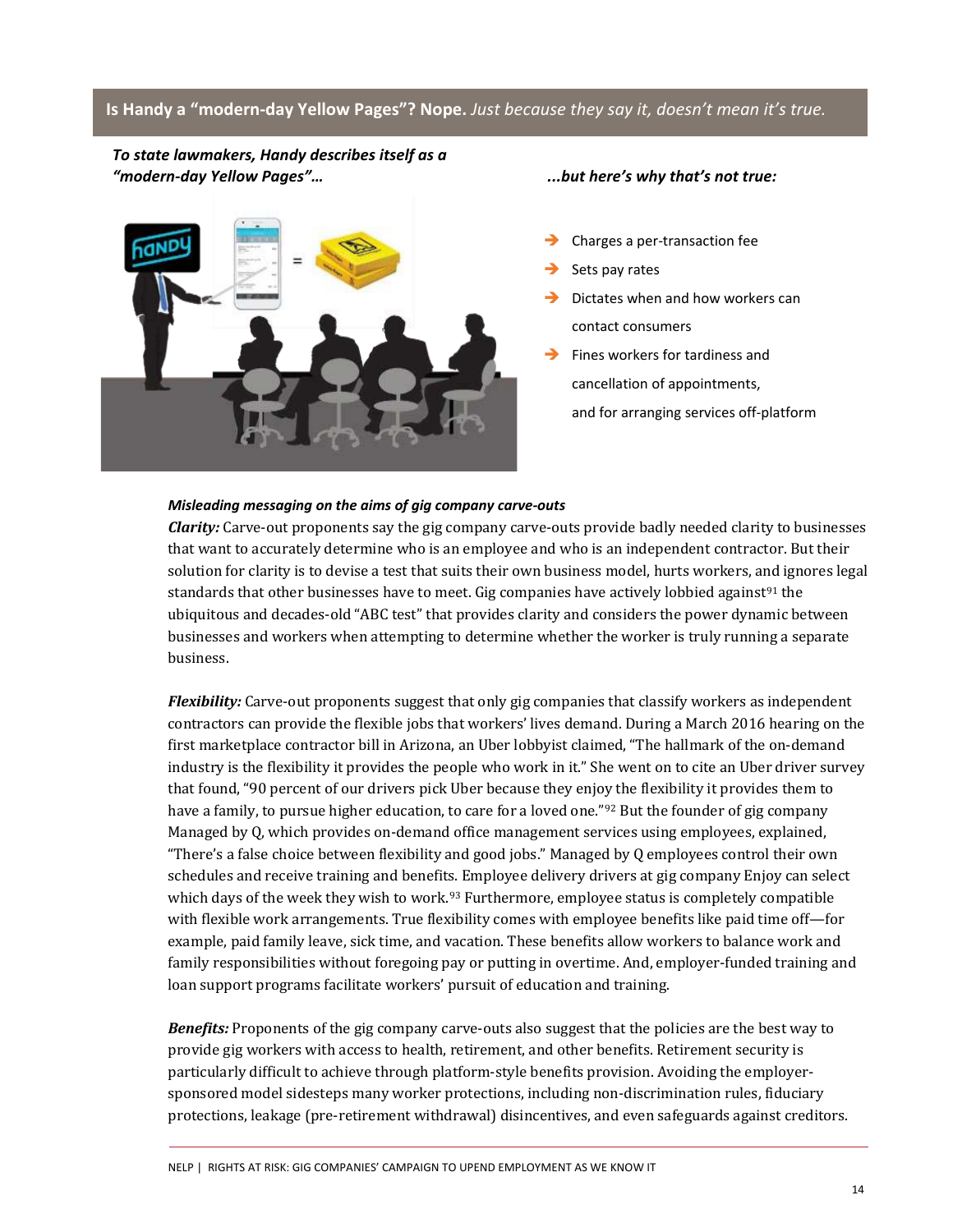## Is Handy a "modern-day Yellow Pages"? Nope. *Just because they say it, doesn't mean it's true.*

***To state lawmakers, Handy describes itself as a "modern-day Yellow Pages"...***

***...but here's why that's not true:***

- Charges a per-transaction fee
- Sets pay rates
- Dictates when and how workers can contact consumers
- Fines workers for tardiness and cancellation of appointments, and for arranging services off-platform

***Misleading messaging on the aims of gig company carve-outs***

***Clarity:*** Carve-out proponents say the gig company carve-outs provide badly needed clarity to businesses that want to accurately determine who is an employee and who is an independent contractor. But their solution for clarity is to devise a test that suits their own business model, hurts workers, and ignores legal standards that other businesses have to meet. Gig companies have actively lobbied against[91] the ubiquitous and decades-old "ABC test" that provides clarity and considers the power dynamic between businesses and workers when attempting to determine whether the worker is truly running a separate business.

***Flexibility:*** Carve-out proponents suggest that only gig companies that classify workers as independent contractors can provide the flexible jobs that workers' lives demand. During a March 2016 hearing on the first marketplace contractor bill in Arizona, an Uber lobbyist claimed, "The hallmark of the on-demand industry is the flexibility it provides the people who work in it." She went on to cite an Uber driver survey that found, "90 percent of our drivers pick Uber because they enjoy the flexibility it provides them to have a family, to pursue higher education, to care for a loved one."[92] But the founder of gig company Managed by Q, which provides on-demand office management services using employees, explained, "There's a false choice between flexibility and good jobs." Managed by Q employees control their own schedules and receive training and benefits. Employee delivery drivers at gig company Enjoy can select which days of the week they wish to work.[93] Furthermore, employee status is completely compatible with flexible work arrangements. True flexibility comes with employee benefits like paid time off—for example, paid family leave, sick time, and vacation. These benefits allow workers to balance work and family responsibilities without foregoing pay or putting in overtime. And, employer-funded training and loan support programs facilitate workers' pursuit of education and training.

***Benefits:*** Proponents of the gig company carve-outs also suggest that the policies are the best way to provide gig workers with access to health, retirement, and other benefits. Retirement security is particularly difficult to achieve through platform-style benefits provision. Avoiding the employer-sponsored model sidesteps many worker protections, including non-discrimination rules, fiduciary protections, leakage (pre-retirement withdrawal) disincentives, and even safeguards against creditors.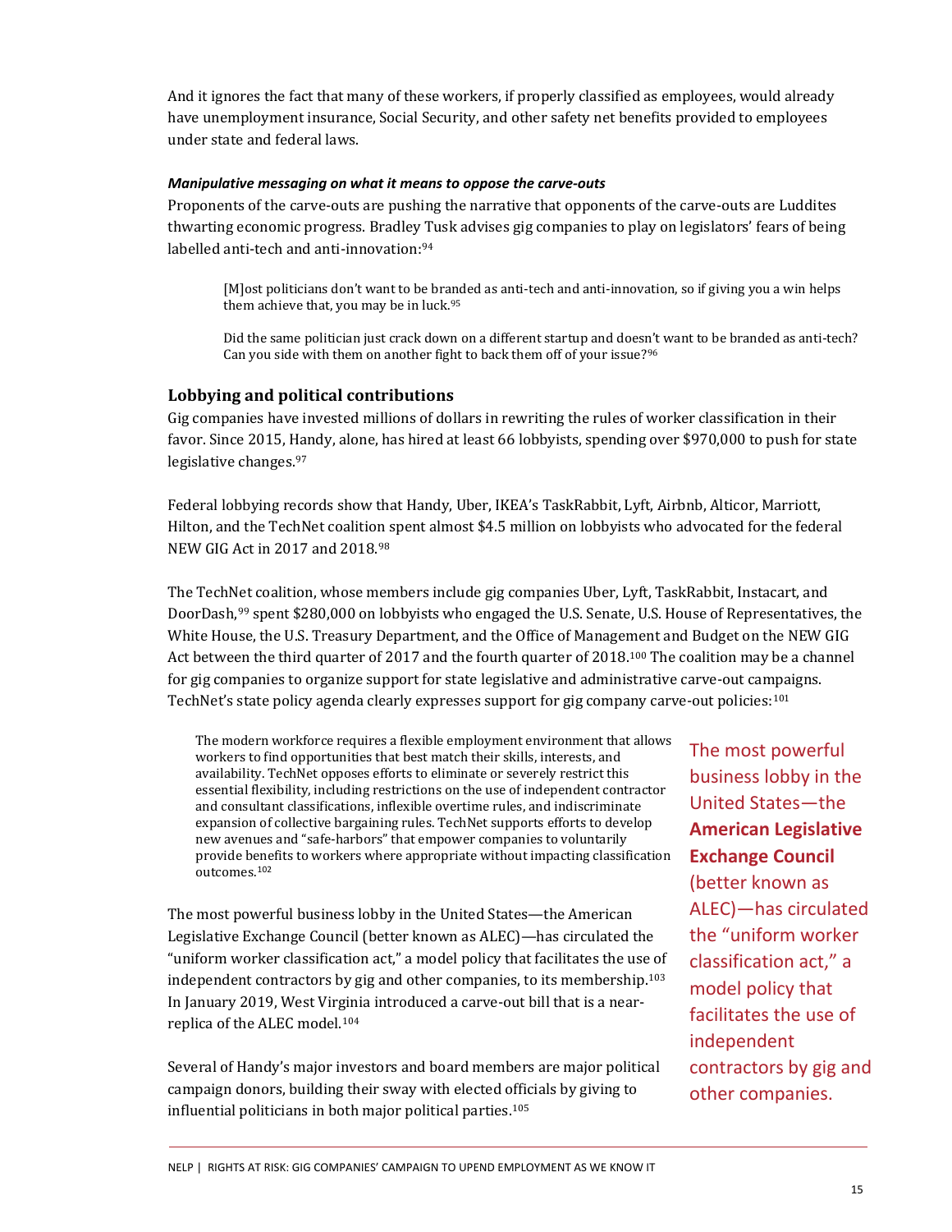And it ignores the fact that many of these workers, if properly classified as employees, would already have unemployment insurance, Social Security, and other safety net benefits provided to employees under state and federal laws.

***Manipulative messaging on what it means to oppose the carve-outs***

Proponents of the carve-outs are pushing the narrative that opponents of the carve-outs are Luddites thwarting economic progress. Bradley Tusk advises gig companies to play on legislators' fears of being labelled anti-tech and anti-innovation:[94]

> [M]ost politicians don't want to be branded as anti-tech and anti-innovation, so if giving you a win helps them achieve that, you may be in luck.[95]
>
> Did the same politician just crack down on a different startup and doesn't want to be branded as anti-tech? Can you side with them on another fight to back them off of your issue?[96]

### Lobbying and political contributions

Gig companies have invested millions of dollars in rewriting the rules of worker classification in their favor. Since 2015, Handy, alone, has hired at least 66 lobbyists, spending over $970,000 to push for state legislative changes.[97]

Federal lobbying records show that Handy, Uber, IKEA's TaskRabbit, Lyft, Airbnb, Alticor, Marriott, Hilton, and the TechNet coalition spent almost $4.5 million on lobbyists who advocated for the federal NEW GIG Act in 2017 and 2018.[98]

The TechNet coalition, whose members include gig companies Uber, Lyft, TaskRabbit, Instacart, and DoorDash,[99] spent $280,000 on lobbyists who engaged the U.S. Senate, U.S. House of Representatives, the White House, the U.S. Treasury Department, and the Office of Management and Budget on the NEW GIG Act between the third quarter of 2017 and the fourth quarter of 2018.[100] The coalition may be a channel for gig companies to organize support for state legislative and administrative carve-out campaigns. TechNet's state policy agenda clearly expresses support for gig company carve-out policies:[101]

> The modern workforce requires a flexible employment environment that allows workers to find opportunities that best match their skills, interests, and availability. TechNet opposes efforts to eliminate or severely restrict this essential flexibility, including restrictions on the use of independent contractor and consultant classifications, inflexible overtime rules, and indiscriminate expansion of collective bargaining rules. TechNet supports efforts to develop new avenues and "safe-harbors" that empower companies to voluntarily provide benefits to workers where appropriate without impacting classification outcomes.[102]

The most powerful business lobby in the United States—the American Legislative Exchange Council (better known as ALEC)—has circulated the "uniform worker classification act," a model policy that facilitates the use of independent contractors by gig and other companies, to its membership.[103] In January 2019, West Virginia introduced a carve-out bill that is a near-replica of the ALEC model.[104]

Several of Handy's major investors and board members are major political campaign donors, building their sway with elected officials by giving to influential politicians in both major political parties.[105]

The most powerful business lobby in the United States—the **American Legislative Exchange Council** (better known as ALEC)—has circulated the "uniform worker classification act," a model policy that facilitates the use of independent contractors by gig and other companies.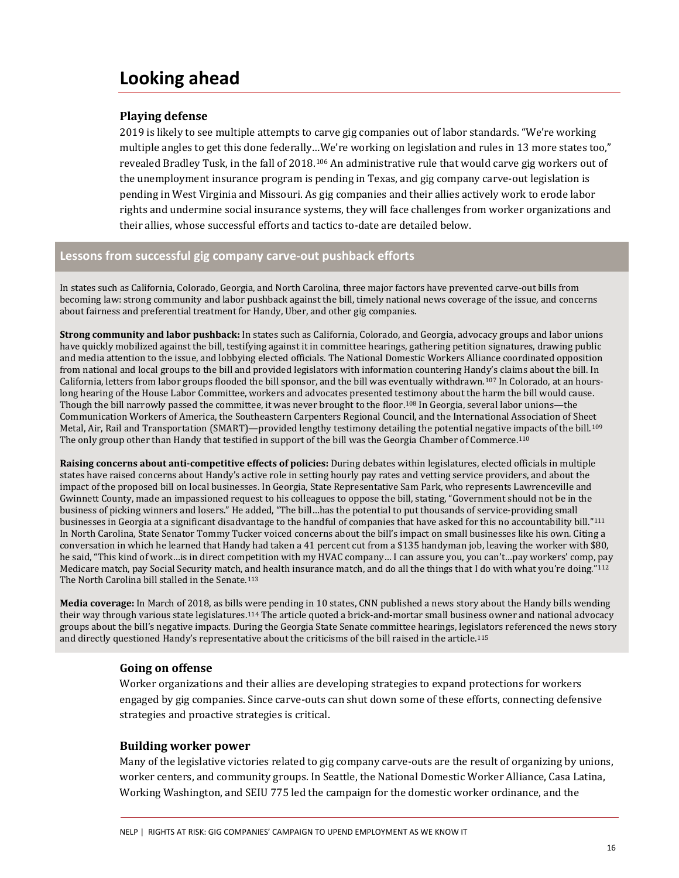# Looking ahead

### Playing defense

2019 is likely to see multiple attempts to carve gig companies out of labor standards. "We're working multiple angles to get this done federally…We're working on legislation and rules in 13 more states too," revealed Bradley Tusk, in the fall of 2018.[106] An administrative rule that would carve gig workers out of the unemployment insurance program is pending in Texas, and gig company carve-out legislation is pending in West Virginia and Missouri. As gig companies and their allies actively work to erode labor rights and undermine social insurance systems, they will face challenges from worker organizations and their allies, whose successful efforts and tactics to-date are detailed below.

## Lessons from successful gig company carve-out pushback efforts

In states such as California, Colorado, Georgia, and North Carolina, three major factors have prevented carve-out bills from becoming law: strong community and labor pushback against the bill, timely national news coverage of the issue, and concerns about fairness and preferential treatment for Handy, Uber, and other gig companies.

**Strong community and labor pushback:** In states such as California, Colorado, and Georgia, advocacy groups and labor unions have quickly mobilized against the bill, testifying against it in committee hearings, gathering petition signatures, drawing public and media attention to the issue, and lobbying elected officials. The National Domestic Workers Alliance coordinated opposition from national and local groups to the bill and provided legislators with information countering Handy's claims about the bill. In California, letters from labor groups flooded the bill sponsor, and the bill was eventually withdrawn.[107] In Colorado, at an hours-long hearing of the House Labor Committee, workers and advocates presented testimony about the harm the bill would cause. Though the bill narrowly passed the committee, it was never brought to the floor.[108] In Georgia, several labor unions—the Communication Workers of America, the Southeastern Carpenters Regional Council, and the International Association of Sheet Metal, Air, Rail and Transportation (SMART)—provided lengthy testimony detailing the potential negative impacts of the bill.[109] The only group other than Handy that testified in support of the bill was the Georgia Chamber of Commerce.[110]

**Raising concerns about anti-competitive effects of policies:** During debates within legislatures, elected officials in multiple states have raised concerns about Handy's active role in setting hourly pay rates and vetting service providers, and about the impact of the proposed bill on local businesses. In Georgia, State Representative Sam Park, who represents Lawrenceville and Gwinnett County, made an impassioned request to his colleagues to oppose the bill, stating, "Government should not be in the business of picking winners and losers." He added, "The bill…has the potential to put thousands of service-providing small businesses in Georgia at a significant disadvantage to the handful of companies that have asked for this no accountability bill."[111] In North Carolina, State Senator Tommy Tucker voiced concerns about the bill's impact on small businesses like his own. Citing a conversation in which he learned that Handy had taken a 41 percent cut from a $135 handyman job, leaving the worker with $80, he said, "This kind of work…is in direct competition with my HVAC company… I can assure you, you can't…pay workers' comp, pay Medicare match, pay Social Security match, and health insurance match, and do all the things that I do with what you're doing."[112] The North Carolina bill stalled in the Senate.[113]

**Media coverage:** In March of 2018, as bills were pending in 10 states, CNN published a news story about the Handy bills wending their way through various state legislatures.[114] The article quoted a brick-and-mortar small business owner and national advocacy groups about the bill's negative impacts. During the Georgia State Senate committee hearings, legislators referenced the news story and directly questioned Handy's representative about the criticisms of the bill raised in the article.[115]

### Going on offense

Worker organizations and their allies are developing strategies to expand protections for workers engaged by gig companies. Since carve-outs can shut down some of these efforts, connecting defensive strategies and proactive strategies is critical.

### Building worker power

Many of the legislative victories related to gig company carve-outs are the result of organizing by unions, worker centers, and community groups. In Seattle, the National Domestic Worker Alliance, Casa Latina, Working Washington, and SEIU 775 led the campaign for the domestic worker ordinance, and the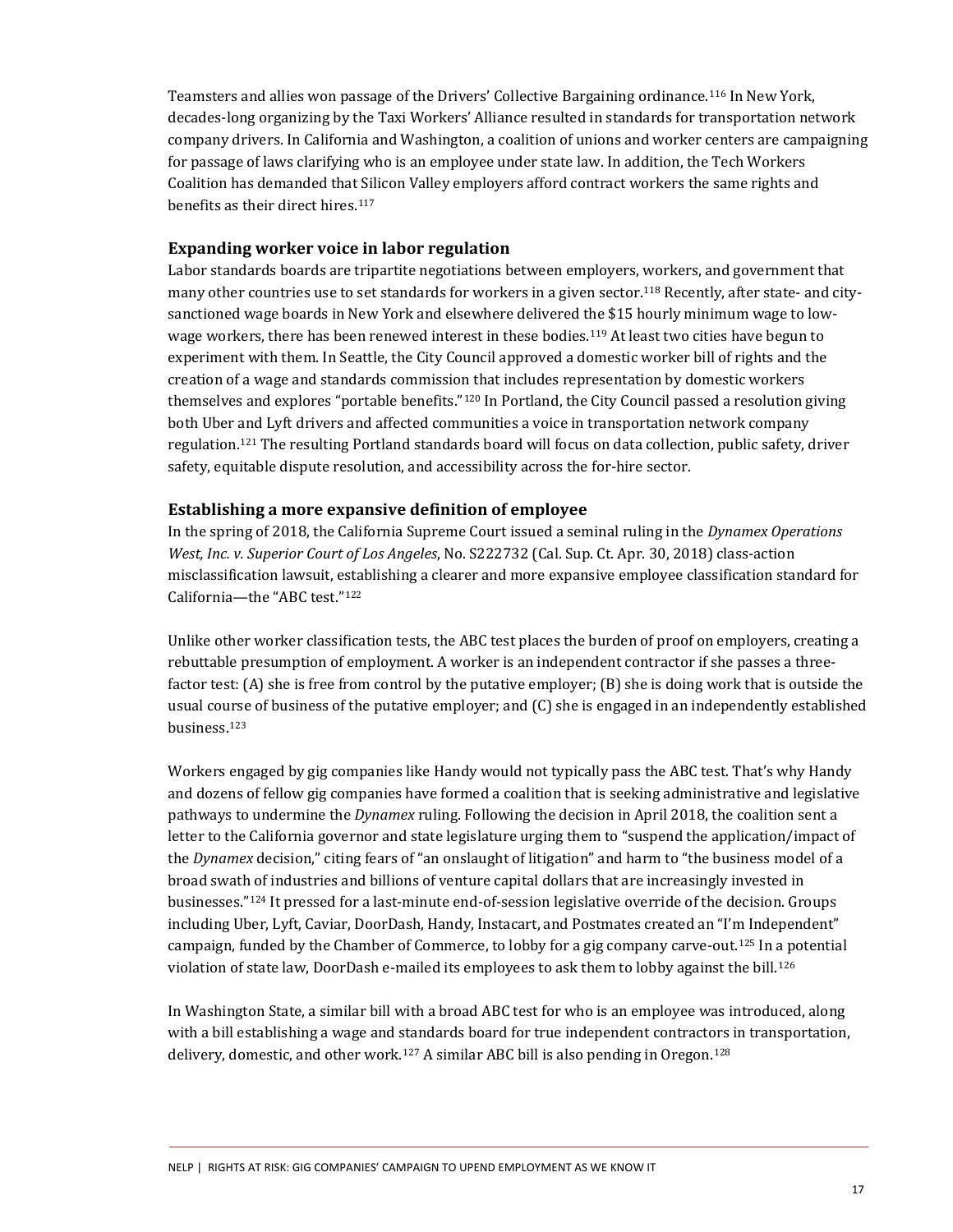Teamsters and allies won passage of the Drivers' Collective Bargaining ordinance.[116] In New York, decades-long organizing by the Taxi Workers' Alliance resulted in standards for transportation network company drivers. In California and Washington, a coalition of unions and worker centers are campaigning for passage of laws clarifying who is an employee under state law. In addition, the Tech Workers Coalition has demanded that Silicon Valley employers afford contract workers the same rights and benefits as their direct hires.[117]

### Expanding worker voice in labor regulation

Labor standards boards are tripartite negotiations between employers, workers, and government that many other countries use to set standards for workers in a given sector.[118] Recently, after state- and city-sanctioned wage boards in New York and elsewhere delivered the $15 hourly minimum wage to low-wage workers, there has been renewed interest in these bodies.[119] At least two cities have begun to experiment with them. In Seattle, the City Council approved a domestic worker bill of rights and the creation of a wage and standards commission that includes representation by domestic workers themselves and explores "portable benefits."[120] In Portland, the City Council passed a resolution giving both Uber and Lyft drivers and affected communities a voice in transportation network company regulation.[121] The resulting Portland standards board will focus on data collection, public safety, driver safety, equitable dispute resolution, and accessibility across the for-hire sector.

### Establishing a more expansive definition of employee

In the spring of 2018, the California Supreme Court issued a seminal ruling in the *Dynamex Operations West, Inc. v. Superior Court of Los Angeles*, No. S222732 (Cal. Sup. Ct. Apr. 30, 2018) class-action misclassification lawsuit, establishing a clearer and more expansive employee classification standard for California—the "ABC test."[122]

Unlike other worker classification tests, the ABC test places the burden of proof on employers, creating a rebuttable presumption of employment. A worker is an independent contractor if she passes a three-factor test: (A) she is free from control by the putative employer; (B) she is doing work that is outside the usual course of business of the putative employer; and (C) she is engaged in an independently established business.[123]

Workers engaged by gig companies like Handy would not typically pass the ABC test. That's why Handy and dozens of fellow gig companies have formed a coalition that is seeking administrative and legislative pathways to undermine the *Dynamex* ruling. Following the decision in April 2018, the coalition sent a letter to the California governor and state legislature urging them to "suspend the application/impact of the *Dynamex* decision," citing fears of "an onslaught of litigation" and harm to "the business model of a broad swath of industries and billions of venture capital dollars that are increasingly invested in businesses."[124] It pressed for a last-minute end-of-session legislative override of the decision. Groups including Uber, Lyft, Caviar, DoorDash, Handy, Instacart, and Postmates created an "I'm Independent" campaign, funded by the Chamber of Commerce, to lobby for a gig company carve-out.[125] In a potential violation of state law, DoorDash e-mailed its employees to ask them to lobby against the bill.[126]

In Washington State, a similar bill with a broad ABC test for who is an employee was introduced, along with a bill establishing a wage and standards board for true independent contractors in transportation, delivery, domestic, and other work.[127] A similar ABC bill is also pending in Oregon.[128]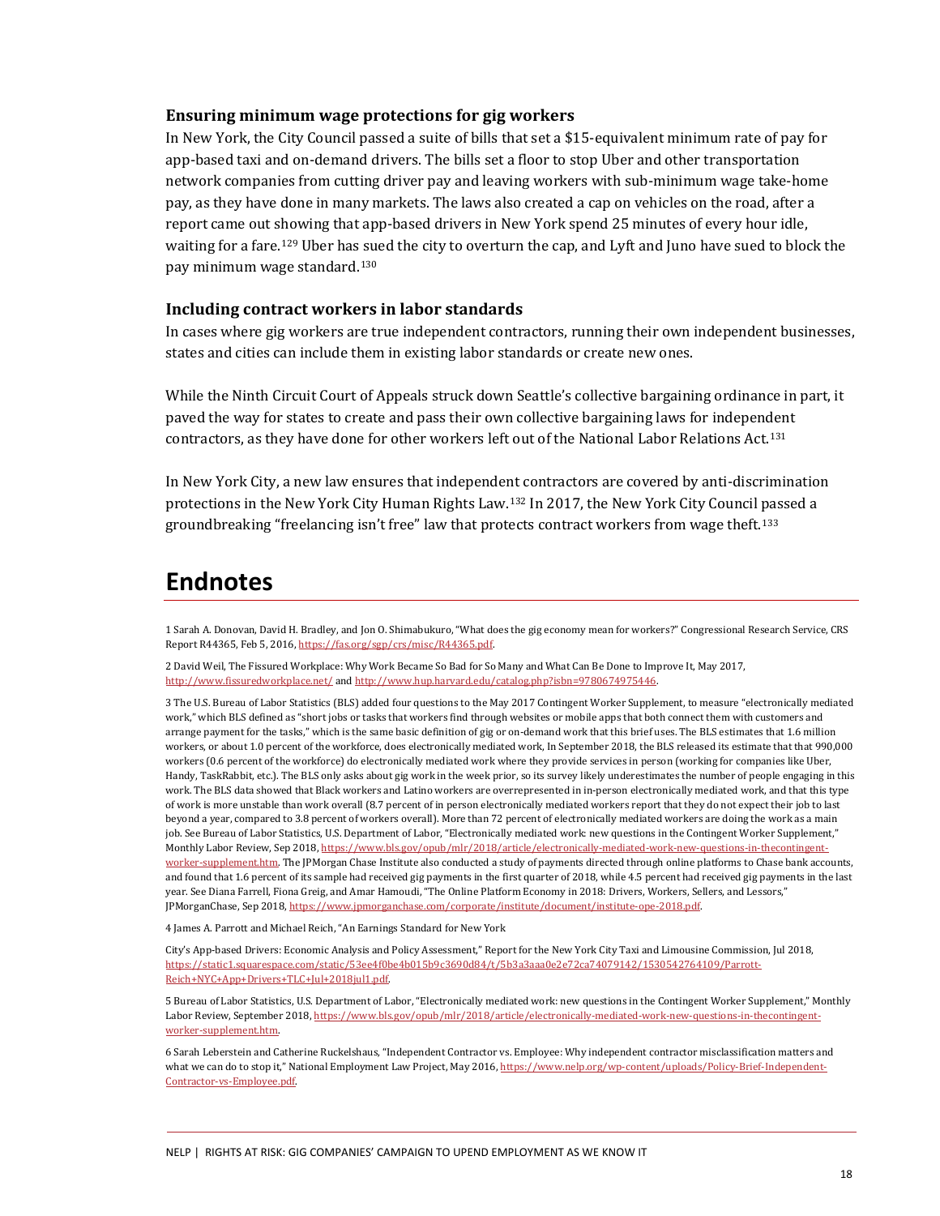### Ensuring minimum wage protections for gig workers

In New York, the City Council passed a suite of bills that set a $15-equivalent minimum rate of pay for app-based taxi and on-demand drivers. The bills set a floor to stop Uber and other transportation network companies from cutting driver pay and leaving workers with sub-minimum wage take-home pay, as they have done in many markets. The laws also created a cap on vehicles on the road, after a report came out showing that app-based drivers in New York spend 25 minutes of every hour idle, waiting for a fare.[129] Uber has sued the city to overturn the cap, and Lyft and Juno have sued to block the pay minimum wage standard.[130]

### Including contract workers in labor standards

In cases where gig workers are true independent contractors, running their own independent businesses, states and cities can include them in existing labor standards or create new ones.

While the Ninth Circuit Court of Appeals struck down Seattle's collective bargaining ordinance in part, it paved the way for states to create and pass their own collective bargaining laws for independent contractors, as they have done for other workers left out of the National Labor Relations Act.[131]

In New York City, a new law ensures that independent contractors are covered by anti-discrimination protections in the New York City Human Rights Law.[132] In 2017, the New York Council passed a groundbreaking "freelancing isn't free" law that protects contract workers from wage theft.[133]

# Endnotes

1 Sarah A. Donovan, David H. Bradley, and Jon O. Shimabukuro, "What does the gig economy mean for workers?" Congressional Research Service, CRS Report R44365, Feb 5, 2016, https://fas.org/sgp/crs/misc/R44365.pdf.

2 David Weil, The Fissured Workplace: Why Work Became So Bad for So Many and What Can Be Done to Improve It, May 2017, http://www.fissuredworkplace.net/ and http://www.hup.harvard.edu/catalog.php?isbn=9780674975446.

3 The U.S. Bureau of Labor Statistics (BLS) added four questions to the May 2017 Contingent Worker Supplement, to measure "electronically mediated work," which BLS defined as "short jobs or tasks that workers find through websites or mobile apps that both connect them with customers and arrange payment for the tasks," which is the same basic definition of gig or on-demand work that this brief uses. The BLS estimates that 1.6 million workers, or about 1.0 percent of the workforce, does electronically mediated work, In September 2018, the BLS released its estimate that that 990,000 workers (0.6 percent of the workforce) do electronically mediated work where they provide services in person (working for companies like Uber, Handy, TaskRabbit, etc.). The BLS only asks about gig work in the week prior, so its survey likely underestimates the number of people engaging in this work. The BLS data showed that Black workers and Latino workers are overrepresented in in-person electronically mediated work, and that this type of work is more unstable than work overall (8.7 percent of in person electronically mediated workers report that they do not expect their job to last beyond a year, compared to 3.8 percent of workers overall). More than 72 percent of electronically mediated workers are doing the work as a main job. See Bureau of Labor Statistics, U.S. Department of Labor, "Electronically mediated work: new questions in the Contingent Worker Supplement," Monthly Labor Review, Sep 2018, https://www.bls.gov/opub/mlr/2018/article/electronically-mediated-work-new-questions-in-thecontingent-worker-supplement.htm. The JPMorgan Chase Institute also conducted a study of payments directed through online platforms to Chase bank accounts, and found that 1.6 percent of its sample had received gig payments in the first quarter of 2018, while 4.5 percent had received gig payments in the last year. See Diana Farrell, Fiona Greig, and Amar Hamoudi, "The Online Platform Economy in 2018: Drivers, Workers, Sellers, and Lessors," JPMorganChase, Sep 2018, https://www.jpmorganchase.com/corporate/institute/document/institute-ope-2018.pdf.

4 James A. Parrott and Michael Reich, "An Earnings Standard for New York

City's App-based Drivers: Economic Analysis and Policy Assessment," Report for the New York City Taxi and Limousine Commission, Jul 2018, https://static1.squarespace.com/static/53ee4f0be4b015b9c3690d84/t/5b3a3aaa0e2e72ca74079142/1530542764109/Parrott-Reich+NYC+App+Drivers+TLC+Jul+2018jul1.pdf.

5 Bureau of Labor Statistics, U.S. Department of Labor, "Electronically mediated work: new questions in the Contingent Worker Supplement," Monthly Labor Review, September 2018, https://www.bls.gov/opub/mlr/2018/article/electronically-mediated-work-new-questions-in-thecontingent-worker-supplement.htm.

6 Sarah Leberstein and Catherine Ruckelshaus, "Independent Contractor vs. Employee: Why independent contractor misclassification matters and what we can do to stop it," National Employment Law Project, May 2016, https://www.nelp.org/wp-content/uploads/Policy-Brief-Independent-Contractor-vs-Employee.pdf.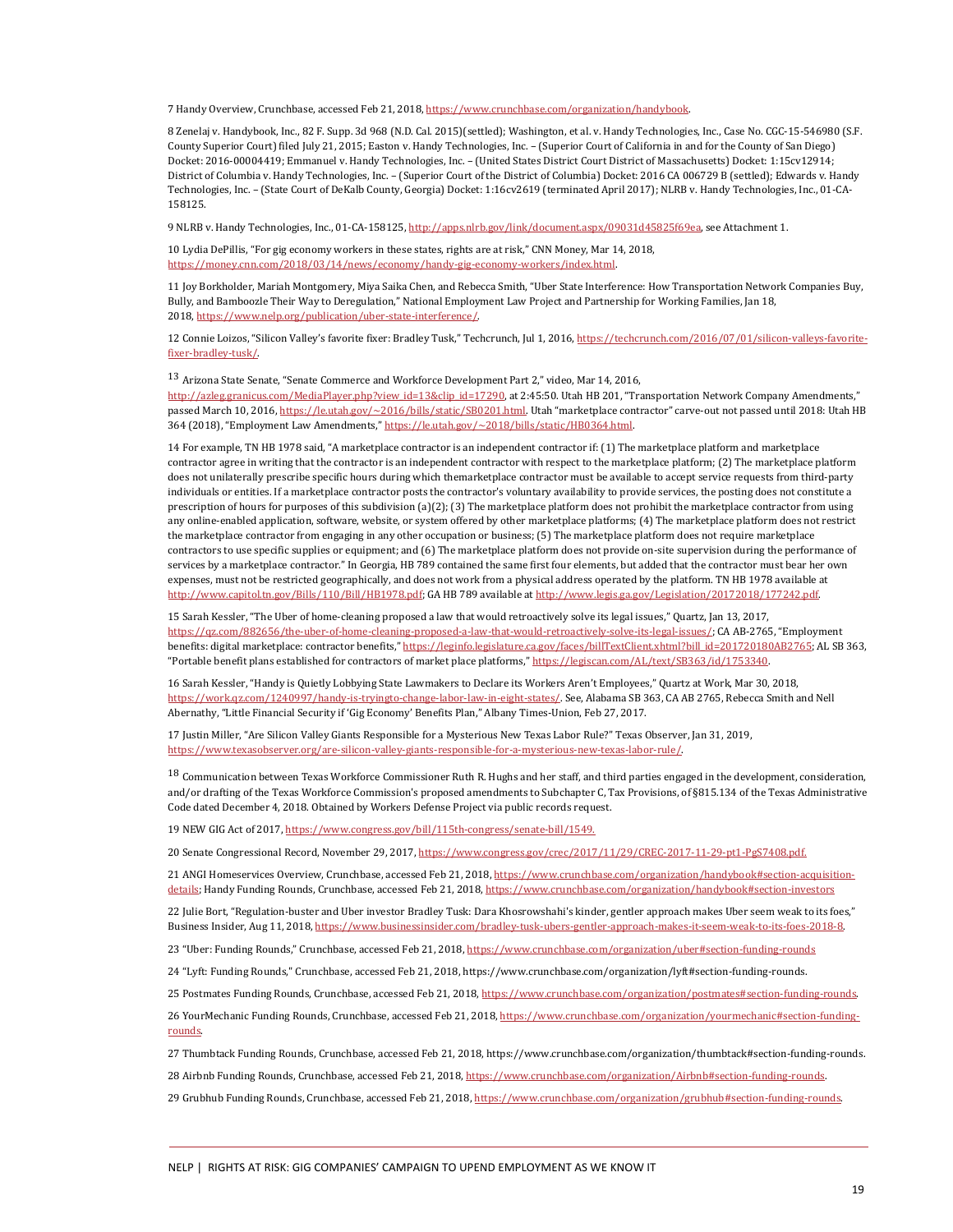7 Handy Overview, Crunchbase, accessed Feb 21, 2018, https://www.crunchbase.com/organization/handybook.

8 Zenelaj v. Handybook, Inc., 82 F. Supp. 3d 968 (N.D. Cal. 2015)(settled); Washington, et al. v. Handy Technologies, Inc., Case No. CGC-15-546980 (S.F. County Superior Court) filed July 21, 2015; Easton v. Handy Technologies, Inc. – (Superior Court of California in and for the County of San Diego) Docket: 2016-00004419; Emmanuel v. Handy Technologies, Inc. – (United States District Court District of Massachusetts) Docket: 1:15cv12914; District of Columbia v. Handy Technologies, Inc. – (Superior Court of the District of Columbia) Docket: 2016 CA 006729 B (settled); Edwards v. Handy Technologies, Inc. – (State Court of DeKalb County, Georgia) Docket: 1:16cv2619 (terminated April 2017); NLRB v. Handy Technologies, Inc., 01-CA-158125.

9 NLRB v. Handy Technologies, Inc., 01-CA-158125, http://apps.nlrb.gov/link/document.aspx/09031d45825f69ea, see Attachment 1.

10 Lydia DePillis, "For gig economy workers in these states, rights are at risk," CNN Money, Mar 14, 2018, https://money.cnn.com/2018/03/14/news/economy/handy-gig-economy-workers/index.html.

11 Joy Borkholder, Mariah Montgomery, Miya Saika Chen, and Rebecca Smith, "Uber State Interference: How Transportation Network Companies Buy, Bully, and Bamboozle Their Way to Deregulation," National Employment Law Project and Partnership for Working Families, Jan 18, 2018, https://www.nelp.org/publication/uber-state-interference/.

12 Connie Loizos, "Silicon Valley's favorite fixer: Bradley Tusk," Techcrunch, Jul 1, 2016, https://techcrunch.com/2016/07/01/silicon-valleys-favorite-fixer-bradley-tusk/.

13 Arizona State Senate, "Senate Commerce and Workforce Development Part 2," video, Mar 14, 2016, http://azleg.granicus.com/MediaPlayer.php?view_id=13&clip_id=17290, at 2:45:50. Utah HB 201, "Transportation Network Company Amendments," passed March 10, 2016, https://le.utah.gov/~2016/bills/static/SB0201.html. Utah "marketplace contractor" carve-out not passed until 2018: Utah HB 364 (2018), "Employment Law Amendments," https://le.utah.gov/~2018/bills/static/HB0364.html.

14 For example, TN HB 1978 said, "A marketplace contractor is an independent contractor if: (1) The marketplace platform and marketplace contractor agree in writing that the contractor is an independent contractor with respect to the marketplace platform; (2) The marketplace platform does not unilaterally prescribe specific hours during which themarketplace contractor must be available to accept service requests from third-party individuals or entities. If a marketplace contractor posts the contractor's voluntary availability to provide services, the posting does not constitute a prescription of hours for purposes of this subdivision (a)(2); (3) The marketplace platform does not prohibit the marketplace contractor from using any online-enabled application, software, website, or system offered by other marketplace platforms; (4) The marketplace platform does not restrict the marketplace contractor from engaging in any other occupation or business; (5) The marketplace platform does not require marketplace contractors to use specific supplies or equipment; and (6) The marketplace platform does not provide on-site supervision during the performance of services by a marketplace contractor." In Georgia, HB 789 contained the same first four elements, but added that the contractor must bear her own expenses, must not be restricted geographically, and does not work from a physical address operated by the platform. TN HB 1978 available at http://www.capitol.tn.gov/Bills/110/Bill/HB1978.pdf; GA HB 789 available at http://www.legis.ga.gov/Legislation/20172018/177242.pdf.

15 Sarah Kessler, "The Uber of home-cleaning proposed a law that would retroactively solve its legal issues," Quartz, Jan 13, 2017, https://qz.com/882656/the-uber-of-home-cleaning-proposed-a-law-that-would-retroactively-solve-its-legal-issues/; CA AB-2765, "Employment benefits: digital marketplace: contractor benefits," https://leginfo.legislature.ca.gov/faces/billTextClient.xhtml?bill_id=201720180AB2765; AL SB 363, "Portable benefit plans established for contractors of market place platforms," https://legiscan.com/AL/text/SB363/id/1753340.

16 Sarah Kessler, "Handy is Quietly Lobbying State Lawmakers to Declare its Workers Aren't Employees," Quartz at Work, Mar 30, 2018, https://work.qz.com/1240997/handy-is-tryingto-change-labor-law-in-eight-states/. See, Alabama SB 363, CA AB 2765, Rebecca Smith and Nell Abernathy, "Little Financial Security if 'Gig Economy' Benefits Plan," Albany Times-Union, Feb 27, 2017.

17 Justin Miller, "Are Silicon Valley Giants Responsible for a Mysterious New Texas Labor Rule?" Texas Observer, Jan 31, 2019, https://www.texasobserver.org/are-silicon-valley-giants-responsible-for-a-mysterious-new-texas-labor-rule/.

18 Communication between Texas Workforce Commissioner Ruth R. Hughs and her staff, and third parties engaged in the development, consideration, and/or drafting of the Texas Workforce Commission's proposed amendments to Subchapter C, Tax Provisions, of §815.134 of the Texas Administrative Code dated December 4, 2018. Obtained by Workers Defense Project via public records request.

19 NEW GIG Act of 2017, https://www.congress.gov/bill/115th-congress/senate-bill/1549.

20 Senate Congressional Record, November 29, 2017, https://www.congress.gov/crec/2017/11/29/CREC-2017-11-29-pt1-PgS7408.pdf.

21 ANGI Homeservices Overview, Crunchbase, accessed Feb 21, 2018, https://www.crunchbase.com/organization/handybook#section-acquisition-details; Handy Funding Rounds, Crunchbase, accessed Feb 21, 2018, https://www.crunchbase.com/organization/handybook#section-investors

22 Julie Bort, "Regulation-buster and Uber investor Bradley Tusk: Dara Khosrowshahi's kinder, gentler approach makes Uber seem weak to its foes," Business Insider, Aug 11, 2018, https://www.businessinsider.com/bradley-tusk-ubers-gentler-approach-makes-it-seem-weak-to-its-foes-2018-8.

23 "Uber: Funding Rounds," Crunchbase, accessed Feb 21, 2018, https://www.crunchbase.com/organization/uber#section-funding-rounds

24 "Lyft: Funding Rounds," Crunchbase, accessed Feb 21, 2018, https://www.crunchbase.com/organization/lyft#section-funding-rounds.

25 Postmates Funding Rounds, Crunchbase, accessed Feb 21, 2018, https://www.crunchbase.com/organization/postmates#section-funding-rounds.

26 YourMechanic Funding Rounds, Crunchbase, accessed Feb 21, 2018, https://www.crunchbase.com/organization/yourmechanic#section-funding-rounds.

27 Thumbtack Funding Rounds, Crunchbase, accessed Feb 21, 2018, https://www.crunchbase.com/organization/thumbtack#section-funding-rounds.

28 Airbnb Funding Rounds, Crunchbase, accessed Feb 21, 2018, https://www.crunchbase.com/organization/Airbnb#section-funding-rounds.

29 Grubhub Funding Rounds, Crunchbase, accessed Feb 21, 2018, https://www.crunchbase.com/organization/grubhub#section-funding-rounds.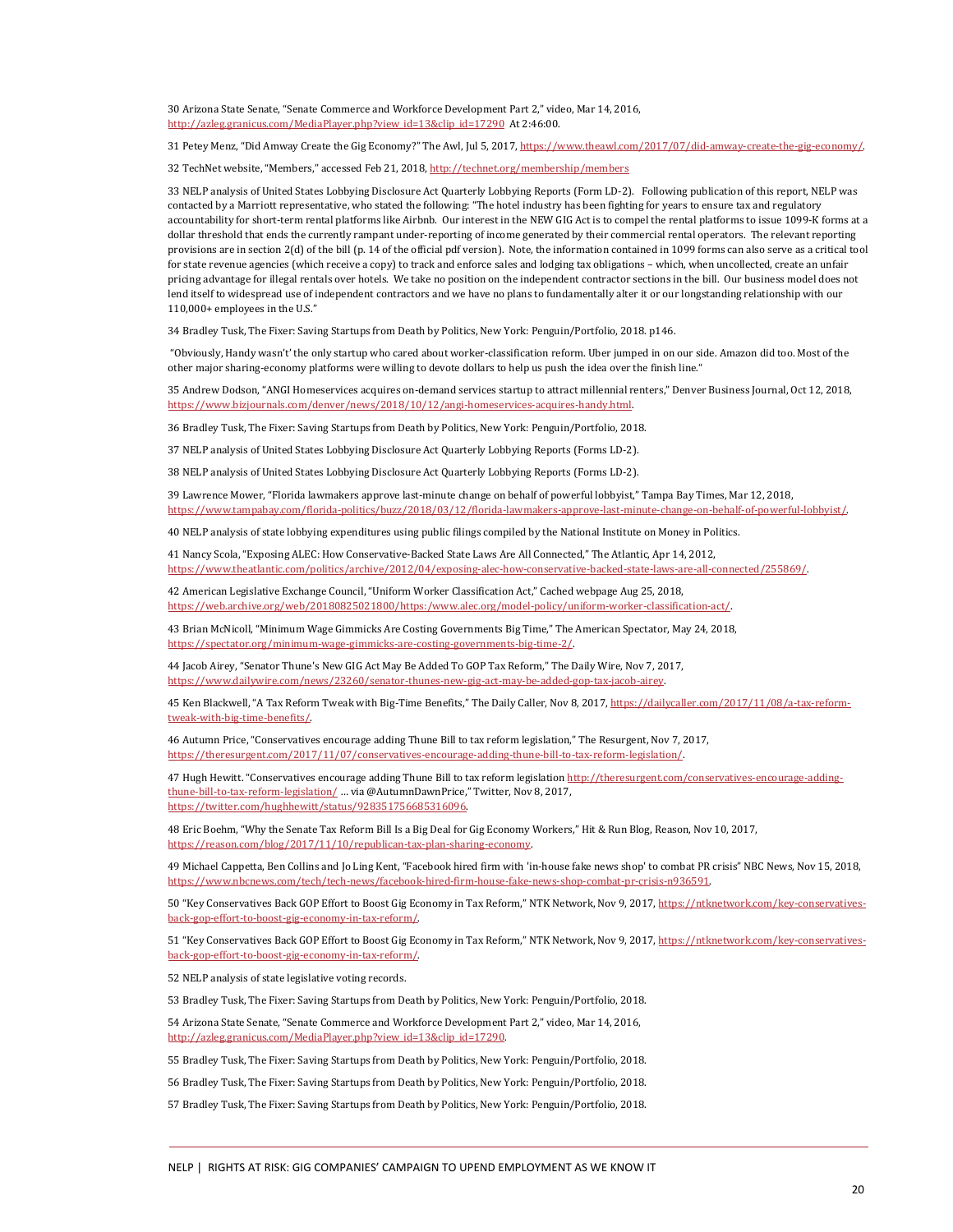30 Arizona State Senate, "Senate Commerce and Workforce Development Part 2," video, Mar 14, 2016, http://azleg.granicus.com/MediaPlayer.php?view_id=13&clip_id=17290 At 2:46:00.

31 Petey Menz, "Did Amway Create the Gig Economy?" The Awl, Jul 5, 2017, https://www.theawl.com/2017/07/did-amway-create-the-gig-economy/.

32 TechNet website, "Members," accessed Feb 21, 2018, http://technet.org/membership/members

33 NELP analysis of United States Lobbying Disclosure Act Quarterly Lobbying Reports (Form LD-2). Following publication of this report, NELP was contacted by a Marriott representative, who stated the following: "The hotel industry has been fighting for years to ensure tax and regulatory accountability for short-term rental platforms like Airbnb. Our interest in the NEW GIG Act is to compel the rental platforms to issue 1099-K forms at a dollar threshold that ends the currently rampant under-reporting of income generated by their commercial rental operators. The relevant reporting provisions are in section 2(d) of the bill (p. 14 of the official pdf version). Note, the information contained in 1099 forms can also serve as a critical tool for state revenue agencies (which receive a copy) to track and enforce sales and lodging tax obligations – which, when uncollected, create an unfair pricing advantage for illegal rentals over hotels. We take no position on the independent contractor sections in the bill. Our business model does not lend itself to widespread use of independent contractors and we have no plans to fundamentally alter it or our longstanding relationship with our 110,000+ employees in the U.S."

34 Bradley Tusk, The Fixer: Saving Startups from Death by Politics, New York: Penguin/Portfolio, 2018. p146.

"Obviously, Handy wasn't' the only startup who cared about worker-classification reform. Uber jumped in on our side. Amazon did too. Most of the other major sharing-economy platforms were willing to devote dollars to help us push the idea over the finish line."

35 Andrew Dodson, "ANGI Homeservices acquires on-demand services startup to attract millennial renters," Denver Business Journal, Oct 12, 2018, https://www.bizjournals.com/denver/news/2018/10/12/angi-homeservices-acquires-handy.html.

36 Bradley Tusk, The Fixer: Saving Startups from Death by Politics, New York: Penguin/Portfolio, 2018.

37 NELP analysis of United States Lobbying Disclosure Act Quarterly Lobbying Reports (Forms LD-2).

38 NELP analysis of United States Lobbying Disclosure Act Quarterly Lobbying Reports (Forms LD-2).

39 Lawrence Mower, "Florida lawmakers approve last-minute change on behalf of powerful lobbyist," Tampa Bay Times, Mar 12, 2018, https://www.tampabay.com/florida-politics/buzz/2018/03/12/florida-lawmakers-approve-last-minute-change-on-behalf-of-powerful-lobbyist/.

40 NELP analysis of state lobbying expenditures using public filings compiled by the National Institute on Money in Politics.

41 Nancy Scola, "Exposing ALEC: How Conservative-Backed State Laws Are All Connected," The Atlantic, Apr 14, 2012, https://www.theatlantic.com/politics/archive/2012/04/exposing-alec-how-conservative-backed-state-laws-are-all-connected/255869/.

42 American Legislative Exchange Council, "Uniform Worker Classification Act," Cached webpage Aug 25, 2018, https://web.archive.org/web/20180825021800/https:/www.alec.org/model-policy/uniform-worker-classification-act/.

43 Brian McNicoll, "Minimum Wage Gimmicks Are Costing Governments Big Time," The American Spectator, May 24, 2018, https://spectator.org/minimum-wage-gimmicks-are-costing-governments-big-time-2/.

44 Jacob Airey, "Senator Thune's New GIG Act May Be Added To GOP Tax Reform," The Daily Wire, Nov 7, 2017, https://www.dailywire.com/news/23260/senator-thunes-new-gig-act-may-be-added-gop-tax-jacob-airey.

45 Ken Blackwell, "A Tax Reform Tweak with Big-Time Benefits," The Daily Caller, Nov 8, 2017, https://dailycaller.com/2017/11/08/a-tax-reform-tweak-with-big-time-benefits/.

46 Autumn Price, "Conservatives encourage adding Thune Bill to tax reform legislation," The Resurgent, Nov 7, 2017, https://theresurgent.com/2017/11/07/conservatives-encourage-adding-thune-bill-to-tax-reform-legislation/.

47 Hugh Hewitt. "Conservatives encourage adding Thune Bill to tax reform legislation http://theresurgent.com/conservatives-encourage-adding-thune-bill-to-tax-reform-legislation/ … via @AutumnDawnPrice," Twitter, Nov 8, 2017, https://twitter.com/hughhewitt/status/928351756685316096.

48 Eric Boehm, "Why the Senate Tax Reform Bill Is a Big Deal for Gig Economy Workers," Hit & Run Blog, Reason, Nov 10, 2017, https://reason.com/blog/2017/11/10/republican-tax-plan-sharing-economy.

49 Michael Cappetta, Ben Collins and Jo Ling Kent, "Facebook hired firm with 'in-house fake news shop' to combat PR crisis" NBC News, Nov 15, 2018, https://www.nbcnews.com/tech/tech-news/facebook-hired-firm-house-fake-news-shop-combat-pr-crisis-n936591.

50 "Key Conservatives Back GOP Effort to Boost Gig Economy in Tax Reform," NTK Network, Nov 9, 2017, https://ntknetwork.com/key-conservatives-back-gop-effort-to-boost-gig-economy-in-tax-reform/.

51 "Key Conservatives Back GOP Effort to Boost Gig Economy in Tax Reform," NTK Network, Nov 9, 2017, https://ntknetwork.com/key-conservatives-back-gop-effort-to-boost-gig-economy-in-tax-reform/.

52 NELP analysis of state legislative voting records.

53 Bradley Tusk, The Fixer: Saving Startups from Death by Politics, New York: Penguin/Portfolio, 2018.

54 Arizona State Senate, "Senate Commerce and Workforce Development Part 2," video, Mar 14, 2016, http://azleg.granicus.com/MediaPlayer.php?view_id=13&clip_id=17290.

55 Bradley Tusk, The Fixer: Saving Startups from Death by Politics, New York: Penguin/Portfolio, 2018.

56 Bradley Tusk, The Fixer: Saving Startups from Death by Politics, New York: Penguin/Portfolio, 2018.

57 Bradley Tusk, The Fixer: Saving Startups from Death by Politics, New York: Penguin/Portfolio, 2018.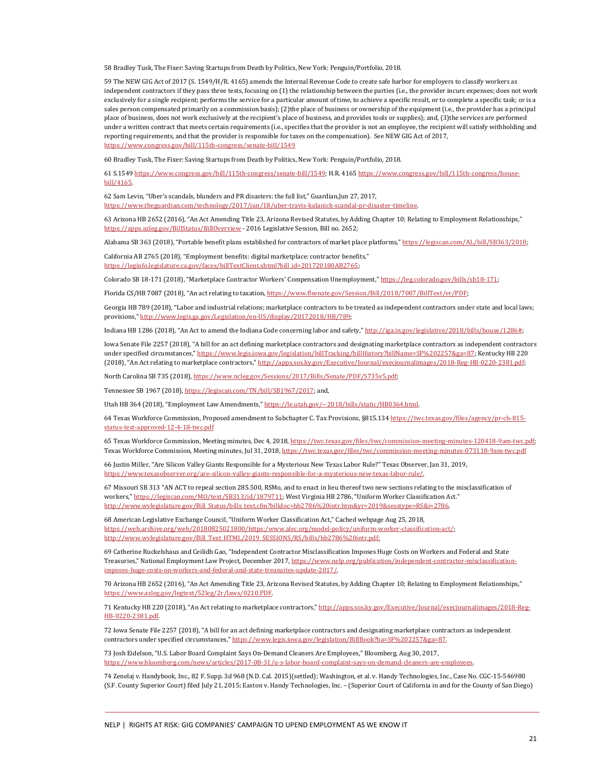58 Bradley Tusk, The Fixer: Saving Startups from Death by Politics, New York: Penguin/Portfolio, 2018.

59 The NEW GIG Act of 2017 (S. 1549/H/R. 4165) amends the Internal Revenue Code to create safe harbor for employers to classify workers as independent contractors if they pass three tests, focusing on (1) the relationship between the parties (i.e., the provider incurs expenses; does not work exclusively for a single recipient; performs the service for a particular amount of time, to achieve a specific result, or to complete a specific task; or is a sales person compensated primarily on a commission basis); (2)the place of business or ownership of the equipment (i.e., the provider has a principal place of business, does not work exclusively at the recipient's place of business, and provides tools or supplies); and, (3)the services are performed under a written contract that meets certain requirements (i.e., specifies that the provider is not an employee, the recipient will satisfy withholding and reporting requirements, and that the provider is responsible for taxes on the compensation). See NEW GIG Act of 2017, https://www.congress.gov/bill/115th-congress/senate-bill/1549

60 Bradley Tusk, The Fixer: Saving Startups from Death by Politics, New York: Penguin/Portfolio, 2018.

61 S.1549 https://www.congress.gov/bill/115th-congress/senate-bill/1549; H.R. 4165 https://www.congress.gov/bill/115th-congress/house-bill/4165.

62 Sam Levin, "Uber's scandals, blunders and PR disasters: the full list," Guardian,Jun 27, 2017, https://www.theguardian.com/technology/2017/jun/18/uber-travis-kalanick-scandal-pr-disaster-timeline.

63 Arizona HB 2652 (2016), "An Act Amending Title 23, Arizona Revised Statutes, by Adding Chapter 10; Relating to Employment Relationships," https://apps.azleg.gov/BillStatus/BillOverview - 2016 Legislative Session, Bill no. 2652;

Alabama SB 363 (2018), "Portable benefit plans established for contractors of market place platforms," https://legiscan.com/AL/bill/SB363/2018;

California AB 2765 (2018), "Employment benefits: digital marketplace: contractor benefits," https://leginfo.legislature.ca.gov/faces/billTextClient.xhtml?bill_id=201720180AB2765;

Colorado SB 18-171 (2018), "Marketplace Contractor Workers' Compensation Unemployment," https://leg.colorado.gov/bills/sb18-171;

Florida CS/HB 7087 (2018), "An act relating to taxation, https://www.flsenate.gov/Session/Bill/2018/7087/BillText/er/PDF;

Georgia HB 789 (2018), "Labor and industrial relations; marketplace contractors to be treated as independent contractors under state and local laws; provisions," http://www.legis.ga.gov/Legislation/en-US/display/20172018/HB/789;

Indiana HB 1286 (2018), "An Act to amend the Indiana Code concerning labor and safety," http://iga.in.gov/legislative/2018/bills/house/1286#;

Iowa Senate File 2257 (2018), "A bill for an act defining marketplace contractors and designating marketplace contractors as independent contractors under specified circumstances," https://www.legis.iowa.gov/legislation/billTracking/billHistory?billName=SF%202257&ga=87; Kentucky HB 220 (2018), "An Act relating to marketplace contractors," http://apps.sos.ky.gov/Executive/Journal/execjournalimages/2018-Reg-HB-0220-2381.pdf;

North Carolina SB 735 (2018), https://www.ncleg.gov/Sessions/2017/Bills/Senate/PDF/S735v5.pdf;

Tennessee SB 1967 (2018), https://legiscan.com/TN/bill/SB1967/2017; and,

Utah HB 364 (2018), "Employment Law Amendments," https://le.utah.gov/~2018/bills/static/HB0364.html.

64 Texas Workforce Commission, Proposed amendment to Subchapter C. Tax Provisions, §815.134 https://twc.texas.gov/files/agency/pr-ch-815-status-test-approved-12-4-18-twc.pdf

65 Texas Workforce Commission, Meeting minutes, Dec 4, 2018, https://twc.texas.gov/files/twc/commission-meeting-minutes-120418-9am-twc.pdf; Texas Workforce Commission, Meeting minutes, Jul 31, 2018, https://twc.texas.gov/files/twc/commission-meeting-minutes-073118-9am-twc.pdf

66 Justin Miller, "Are Silicon Valley Giants Responsible for a Mysterious New Texas Labor Rule?" Texas Observer, Jan 31, 2019, https://www.texasobserver.org/are-silicon-valley-giants-responsible-for-a-mysterious-new-texas-labor-rule/.

67 Missouri SB 313 "AN ACT to repeal section 285.500, RSMo, and to enact in lieu thereof two new sections relating to the misclassification of workers," https://legiscan.com/MO/text/SB313/id/1879711; West Virginia HB 2786, "Uniform Worker Classification Act." http://www.wvlegislature.gov/Bill_Status/bills_text.cfm?billdoc=hb2786%20intr.htm&yr=2019&sesstype=RS&i=2786.

68 American Legislative Exchange Council, "Uniform Worker Classification Act," Cached webpage Aug 25, 2018, https://web.archive.org/web/20180825021800/https:/www.alec.org/model-policy/uniform-worker-classification-act/; http://www.wvlegislature.gov/Bill_Text_HTML/2019_SESSIONS/RS/bills/hb2786%20intr.pdf;

69 Catherine Ruckelshaus and Ceilidh Gao, "Independent Contractor Misclassification Imposes Huge Costs on Workers and Federal and State Treasuries," National Employment Law Project, December 2017, https://www.nelp.org/publication/independent-contractor-misclassification-imposes-huge-costs-on-workers-and-federal-and-state-treasuries-update-2017/.

70 Arizona HB 2652 (2016), "An Act Amending Title 23, Arizona Revised Statutes, by Adding Chapter 10; Relating to Employment Relationships," https://www.azleg.gov/legtext/52leg/2r/laws/0210.PDF.

71 Kentucky HB 220 (2018), "An Act relating to marketplace contractors," http://apps.sos.ky.gov/Executive/Journal/execjournalimages/2018-Reg-HB-0220-2381.pdf.

72 Iowa Senate File 2257 (2018), "A bill for an act defining marketplace contractors and designating marketplace contractors as independent contractors under specified circumstances," https://www.legis.iowa.gov/legislation/BillBook?ba=SF%202257&ga=87.

73 Josh Eidelson, "U.S. Labor Board Complaint Says On-Demand Cleaners Are Employees," Bloomberg, Aug 30, 2017, https://www.bloomberg.com/news/articles/2017-08-31/u-s-labor-board-complaint-says-on-demand-cleaners-are-employees.

74 Zenelaj v. Handybook, Inc., 82 F. Supp. 3d 968 (N.D. Cal. 2015)(settled); Washington, et al. v. Handy Technologies, Inc., Case No. CGC-15-546980 (S.F. County Superior Court) filed July 21, 2015; Easton v. Handy Technologies, Inc. – (Superior Court of California in and for the County of San Diego)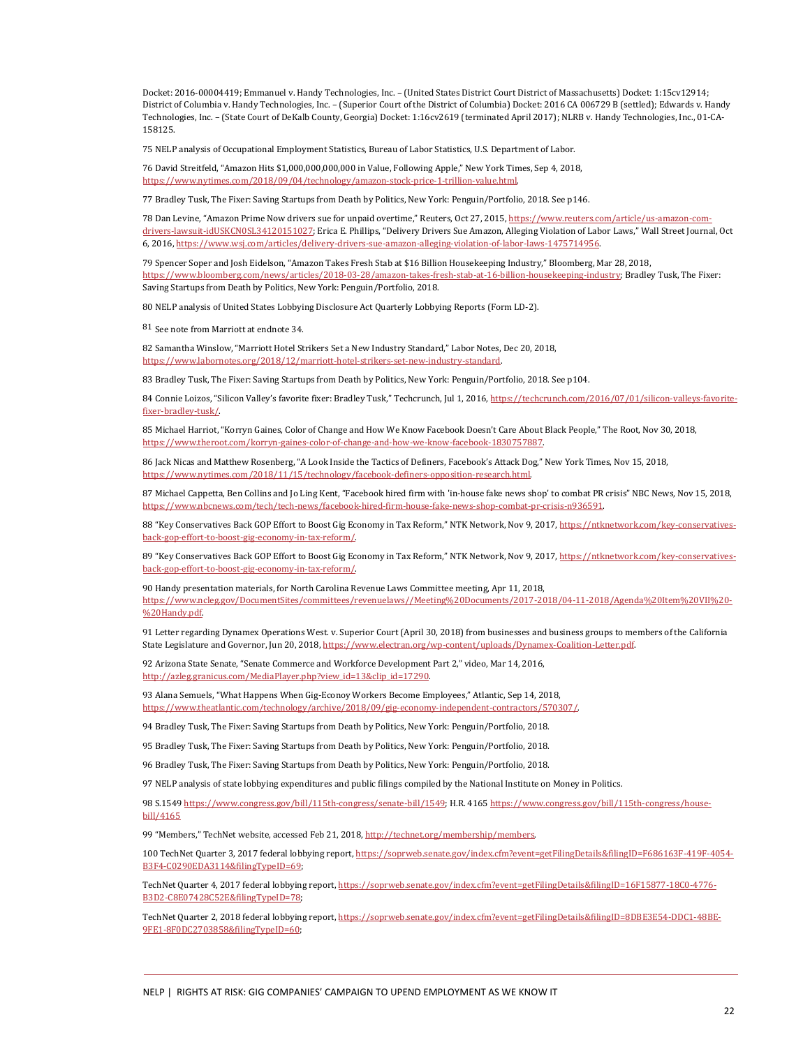Docket: 2016-00004419; Emmanuel v. Handy Technologies, Inc. – (United States District Court District of Massachusetts) Docket: 1:15cv12914; District of Columbia v. Handy Technologies, Inc. – (Superior Court of the District of Columbia) Docket: 2016 CA 006729 B (settled); Edwards v. Handy Technologies, Inc. – (State Court of DeKalb County, Georgia) Docket: 1:16cv2619 (terminated April 2017); NLRB v. Handy Technologies, Inc., 01-CA-158125.

75 NELP analysis of Occupational Employment Statistics, Bureau of Labor Statistics, U.S. Department of Labor.

76 David Streitfeld, "Amazon Hits $1,000,000,000,000 in Value, Following Apple," New York Times, Sep 4, 2018, https://www.nytimes.com/2018/09/04/technology/amazon-stock-price-1-trillion-value.html.

77 Bradley Tusk, The Fixer: Saving Startups from Death by Politics, New York: Penguin/Portfolio, 2018. See p146.

78 Dan Levine, "Amazon Prime Now drivers sue for unpaid overtime," Reuters, Oct 27, 2015, https://www.reuters.com/article/us-amazon-com-drivers-lawsuit-idUSKCN0SL34120151027; Erica E. Phillips, "Delivery Drivers Sue Amazon, Alleging Violation of Labor Laws," Wall Street Journal, Oct 6, 2016, https://www.wsj.com/articles/delivery-drivers-sue-amazon-alleging-violation-of-labor-laws-1475714956.

79 Spencer Soper and Josh Eidelson, "Amazon Takes Fresh Stab at $16 Billion Housekeeping Industry," Bloomberg, Mar 28, 2018, https://www.bloomberg.com/news/articles/2018-03-28/amazon-takes-fresh-stab-at-16-billion-housekeeping-industry; Bradley Tusk, The Fixer: Saving Startups from Death by Politics, New York: Penguin/Portfolio, 2018.

80 NELP analysis of United States Lobbying Disclosure Act Quarterly Lobbying Reports (Form LD-2).

81 See note from Marriott at endnote 34.

82 Samantha Winslow, "Marriott Hotel Strikers Set a New Industry Standard," Labor Notes, Dec 20, 2018, https://www.labornotes.org/2018/12/marriott-hotel-strikers-set-new-industry-standard.

83 Bradley Tusk, The Fixer: Saving Startups from Death by Politics, New York: Penguin/Portfolio, 2018. See p104.

84 Connie Loizos, "Silicon Valley's favorite fixer: Bradley Tusk," Techcrunch, Jul 1, 2016, https://techcrunch.com/2016/07/01/silicon-valleys-favorite-fixer-bradley-tusk/.

85 Michael Harriot, "Korryn Gaines, Color of Change and How We Know Facebook Doesn't Care About Black People," The Root, Nov 30, 2018, https://www.theroot.com/korryn-gaines-color-of-change-and-how-we-know-facebook-1830757887.

86 Jack Nicas and Matthew Rosenberg, "A Look Inside the Tactics of Definers, Facebook's Attack Dog," New York Times, Nov 15, 2018, https://www.nytimes.com/2018/11/15/technology/facebook-definers-opposition-research.html.

87 Michael Cappetta, Ben Collins and Jo Ling Kent, "Facebook hired firm with 'in-house fake news shop' to combat PR crisis" NBC News, Nov 15, 2018, https://www.nbcnews.com/tech/tech-news/facebook-hired-firm-house-fake-news-shop-combat-pr-crisis-n936591.

88 "Key Conservatives Back GOP Effort to Boost Gig Economy in Tax Reform," NTK Network, Nov 9, 2017, https://ntknetwork.com/key-conservatives-back-gop-effort-to-boost-gig-economy-in-tax-reform/.

89 "Key Conservatives Back GOP Effort to Boost Gig Economy in Tax Reform," NTK Network, Nov 9, 2017, https://ntknetwork.com/key-conservatives-back-gop-effort-to-boost-gig-economy-in-tax-reform/.

90 Handy presentation materials, for North Carolina Revenue Laws Committee meeting, Apr 11, 2018, https://www.ncleg.gov/DocumentSites/committees/revenuelaws//Meeting%20Documents/2017-2018/04-11-2018/Agenda%20Item%20VII%20-%20Handy.pdf.

91 Letter regarding Dynamex Operations West. v. Superior Court (April 30, 2018) from businesses and business groups to members of the California State Legislature and Governor, Jun 20, 2018, https://www.electran.org/wp-content/uploads/Dynamex-Coalition-Letter.pdf.

92 Arizona State Senate, "Senate Commerce and Workforce Development Part 2," video, Mar 14, 2016, http://azleg.granicus.com/MediaPlayer.php?view_id=13&clip_id=17290.

93 Alana Semuels, "What Happens When Gig-Econoy Workers Become Employees," Atlantic, Sep 14, 2018, https://www.theatlantic.com/technology/archive/2018/09/gig-economy-independent-contractors/570307/.

94 Bradley Tusk, The Fixer: Saving Startups from Death by Politics, New York: Penguin/Portfolio, 2018.

95 Bradley Tusk, The Fixer: Saving Startups from Death by Politics, New York: Penguin/Portfolio, 2018.

96 Bradley Tusk, The Fixer: Saving Startups from Death by Politics, New York: Penguin/Portfolio, 2018.

97 NELP analysis of state lobbying expenditures and public filings compiled by the National Institute on Money in Politics.

98 S.1549 https://www.congress.gov/bill/115th-congress/senate-bill/1549; H.R. 4165 https://www.congress.gov/bill/115th-congress/house-bill/4165

99 "Members," TechNet website, accessed Feb 21, 2018, http://technet.org/membership/members.

100 TechNet Quarter 3, 2017 federal lobbying report, https://soprweb.senate.gov/index.cfm?event=getFilingDetails&filingID=F686163F-419F-4054-B3F4-C0290EDA3114&filingTypeID=69;

TechNet Quarter 4, 2017 federal lobbying report, https://soprweb.senate.gov/index.cfm?event=getFilingDetails&filingID=16F15877-18C0-4776-B3D2-C8E07428C52E&filingTypeID=78;

TechNet Quarter 2, 2018 federal lobbying report, https://soprweb.senate.gov/index.cfm?event=getFilingDetails&filingID=8DBE3E54-DDC1-48BE-9FE1-8F0DC2703858&filingTypeID=60;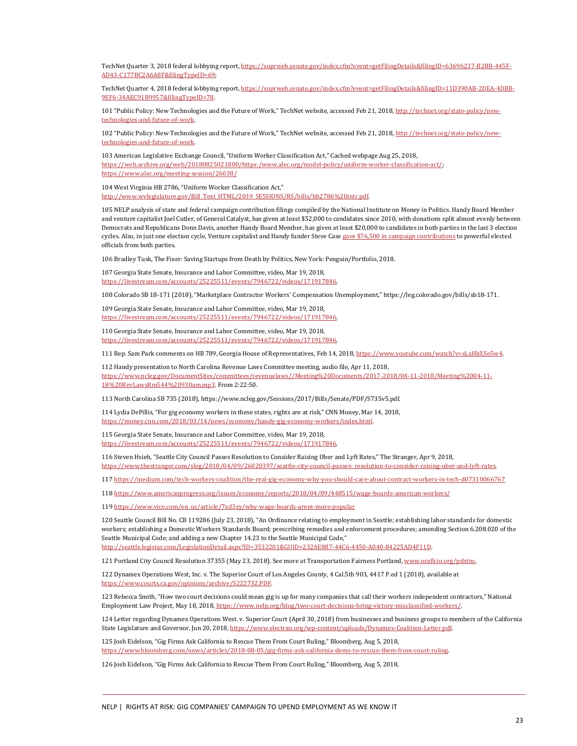TechNet Quarter 3, 2018 federal lobbying report, https://soprweb.senate.gov/index.cfm?event=getFilingDetails&filingID=63696237-B2BB-445F-AD43-C177BC2A6A8F&filingTypeID=69;

TechNet Quarter 4, 2018 federal lobbying report, https://soprweb.senate.gov/index.cfm?event=getFilingDetails&filingID=11D390AB-2DEA-4DBB-9EF6-34AEC91B9957&filingTypeID=78.

101 "Public Policy: New Technologies and the Future of Work," TechNet website, accessed Feb 21, 2018, http://technet.org/state-policy/new-technologies-and-future-of-work.

102 "Public Policy: New Technologies and the Future of Work," TechNet website, accessed Feb 21, 2018, http://technet.org/state-policy/new-technologies-and-future-of-work.

103 American Legislative Exchange Council, "Uniform Worker Classification Act," Cached webpage Aug 25, 2018, https://web.archive.org/web/20180825021800/https:/www.alec.org/model-policy/uniform-worker-classification-act/; https://www.alec.org/meeting-session/26038/

104 West Virginia HB 2786, "Uniform Worker Classification Act," http://www.wvlegislature.gov/Bill_Text_HTML/2019_SESSIONS/RS/bills/hb2786%20intr.pdf.

105 NELP analysis of state and federal campaign contribution filings compiled by the National Institute on Money in Politics. Handy Board Member and venture capitalist Joel Cutler, of General Catalyst, has given at least $52,000 to candidates since 2010, with donations split almost evenly between Democrats and Republicans Donn Davis, another Handy Board Member, has given at least $20,000 to candidates in both parties in the last 3 election cycles. Also, in just one election cycle, Venture capitalist and Handy funder Steve Case gave $76,500 in campaign contributions to powerful elected officials from both parties.

106 Bradley Tusk, The Fixer: Saving Startups from Death by Politics, New York: Penguin/Portfolio, 2018.

107 Georgia State Senate, Insurance and Labor Committee, video, Mar 19, 2018, https://livestream.com/accounts/25225511/events/7946722/videos/171917846.

108 Colorado SB 18-171 (2018), "Marketplace Contractor Workers' Compensation Unemployment," https://leg.colorado.gov/bills/sb18-171.

109 Georgia State Senate, Insurance and Labor Committee, video, Mar 19, 2018, https://livestream.com/accounts/25225511/events/7946722/videos/171917846.

110 Georgia State Senate, Insurance and Labor Committee, video, Mar 19, 2018, https://livestream.com/accounts/25225511/events/7946722/videos/171917846.

111 Rep. Sam Park comments on HB 789, Georgia House of Representatives, Feb 14, 2018, https://www.youtube.com/watch?v=sLxHbXSe5w4.

112 Handy presentation to North Carolina Revenue Laws Committee meeting, audio file, Apr 11, 2018, https://www.ncleg.gov/DocumentSites/committees/revenuelaws//Meeting%20Documents/2017-2018/04-11-2018/Meeting%2004-11-18%20RevLawsRm544%20930am.mp3. From 2:22:50.

113 North Carolina SB 735 (2018), https://www.ncleg.gov/Sessions/2017/Bills/Senate/PDF/S735v5.pdf.

114 Lydia DePillis, "For gig economy workers in these states, rights are at risk," CNN Money, Mar 14, 2018, https://money.cnn.com/2018/03/14/news/economy/handy-gig-economy-workers/index.html.

115 Georgia State Senate, Insurance and Labor Committee, video, Mar 19, 2018, https://livestream.com/accounts/25225511/events/7946722/videos/171917846.

116 Steven Hsieh, "Seattle City Council Passes Resolution to Consider Raising Uber and Lyft Rates," The Stranger, Apr 9, 2018, https://www.thestranger.com/slog/2018/04/09/26020397/seattle-city-council-passes- resolution-to-consider-raising-uber-and-lyft-rates.

117 https://medium.com/tech-workers-coalition/the-real-gig-economy-why-you-should-care-about-contract-workers-in-tech-d07310066767

118 https://www.americanprogress.org/issues/economy/reports/2018/04/09/448515/wage-boards-american-workers/

119 https://www.vice.com/en_us/article/7xd3zy/why-wage-boards-arent-more-popular

120 Seattle Council Bill No. CB 119286 (July 23, 2018), "An Ordinance relating to employment in Seattle; establishing labor standards for domestic workers; establishing a Domestic Workers Standards Board; prescribing remedies and enforcement procedures; amending Section 6.208.020 of the Seattle Municipal Code; and adding a new Chapter 14.23 to the Seattle Municipal Code," http://seattle.legistar.com/LegislationDetail.aspx?ID=3532201&GUID=232AE887-44C6-4450-A040-84225AD4F11D.

121 Portland City Council Resolution 37355 (May 23, 2018). See more at Transportation Fairness Portland, www.oraflcio.org/pdxtnc.

122 Dynamex Operations West, Inc. v. The Superior Court of Los Angeles County, 4 Cal.5th 903, 4417 P.ed 1 (2018), available at https://www.courts.ca.gov/opinions/archive/S222732.PDF.

123 Rebecca Smith, "How two court decisions could mean gig is up for many companies that call their workers independent contractors," National Employment Law Project, May 18, 2018, https://www.nelp.org/blog/two-court-decisions-bring-victory-misclassified-workers/.

124 Letter regarding Dynamex Operations West. v. Superior Court (April 30, 2018) from businesses and business groups to members of the California State Legislature and Governor, Jun 20, 2018, https://www.electran.org/wp-content/uploads/Dynamex-Coalition-Letter.pdf.

125 Josh Eidelson, "Gig Firms Ask California to Rescue Them From Court Ruling," Bloomberg, Aug 5, 2018, https://www.bloomberg.com/news/articles/2018-08-05/gig-firms-ask-california-dems-to-rescue-them-from-court-ruling.

126 Josh Eidelson, "Gig Firms Ask California to Rescue Them From Court Ruling," Bloomberg, Aug 5, 2018,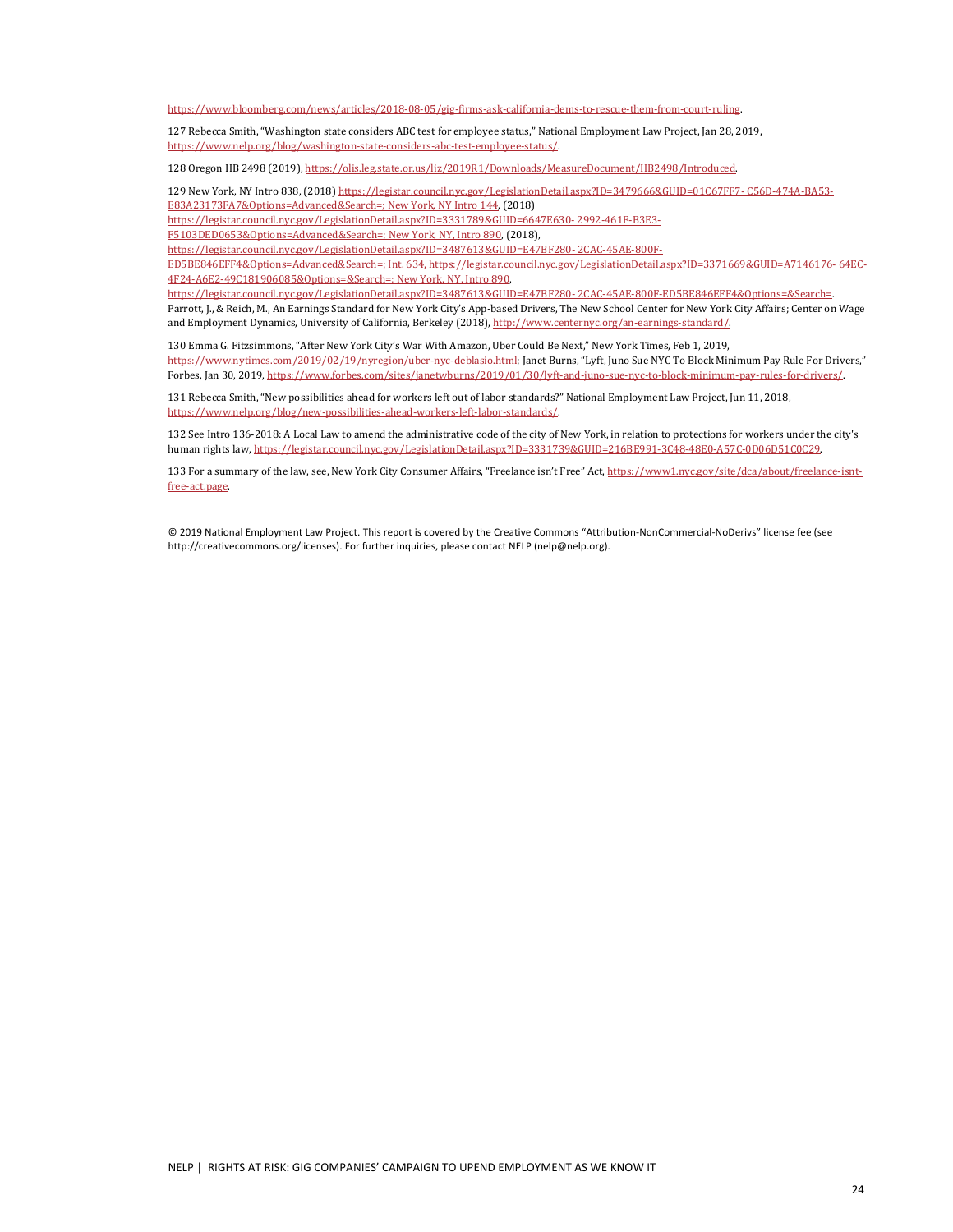https://www.bloomberg.com/news/articles/2018-08-05/gig-firms-ask-california-dems-to-rescue-them-from-court-ruling.

127 Rebecca Smith, "Washington state considers ABC test for employee status," National Employment Law Project, Jan 28, 2019, https://www.nelp.org/blog/washington-state-considers-abc-test-employee-status/.

128 Oregon HB 2498 (2019), https://olis.leg.state.or.us/liz/2019R1/Downloads/MeasureDocument/HB2498/Introduced.

129 New York, NY Intro 838, (2018) https://legistar.council.nyc.gov/LegislationDetail.aspx?ID=3479666&GUID=01C67FF7- C56D-474A-BA53-E83A23173FA7&Options=Advanced&Search=; New York, NY Intro 144, (2018) https://legistar.council.nyc.gov/LegislationDetail.aspx?ID=3331789&GUID=6647E630- 2992-461F-B3E3-F5103DED0653&Options=Advanced&Search=; New York, NY, Intro 890, (2018), https://legistar.council.nyc.gov/LegislationDetail.aspx?ID=3487613&GUID=E47BF280- 2CAC-45AE-800F-ED5BE846EFF4&Options=Advanced&Search=; Int. 634, https://legistar.council.nyc.gov/LegislationDetail.aspx?ID=3371669&GUID=A7146176- 64EC-4F24-A6E2-49C181906085&Options=&Search=; New York, NY, Intro 890, https://legistar.council.nyc.gov/LegislationDetail.aspx?ID=3487613&GUID=E47BF280- 2CAC-45AE-800F-ED5BE846EFF4&Options=&Search=. Parrott, J., & Reich, M., An Earnings Standard for New York City's App-based Drivers, The New School Center for New York City Affairs; Center on Wage and Employment Dynamics, University of California, Berkeley (2018), http://www.centernyc.org/an-earnings-standard/.

130 Emma G. Fitzsimmons, "After New York City's War With Amazon, Uber Could Be Next," New York Times, Feb 1, 2019, https://www.nytimes.com/2019/02/19/nyregion/uber-nyc-deblasio.html; Janet Burns, "Lyft, Juno Sue NYC To Block Minimum Pay Rule For Drivers," Forbes, Jan 30, 2019, https://www.forbes.com/sites/janetwburns/2019/01/30/lyft-and-juno-sue-nyc-to-block-minimum-pay-rules-for-drivers/.

131 Rebecca Smith, "New possibilities ahead for workers left out of labor standards?" National Employment Law Project, Jun 11, 2018, https://www.nelp.org/blog/new-possibilities-ahead-workers-left-labor-standards/.

132 See Intro 136-2018: A Local Law to amend the administrative code of the city of New York, in relation to protections for workers under the city's human rights law, https://legistar.council.nyc.gov/LegislationDetail.aspx?ID=3331739&GUID=216BE991-3C48-48E0-A57C-0D06D51C0C29.

133 For a summary of the law, see, New York City Consumer Affairs, "Freelance isn't Free" Act, https://www1.nyc.gov/site/dca/about/freelance-isnt-free-act.page.

© 2019 National Employment Law Project. This report is covered by the Creative Commons "Attribution-NonCommercial-NoDerivs" license fee (see http://creativecommons.org/licenses). For further inquiries, please contact NELP (nelp@nelp.org).